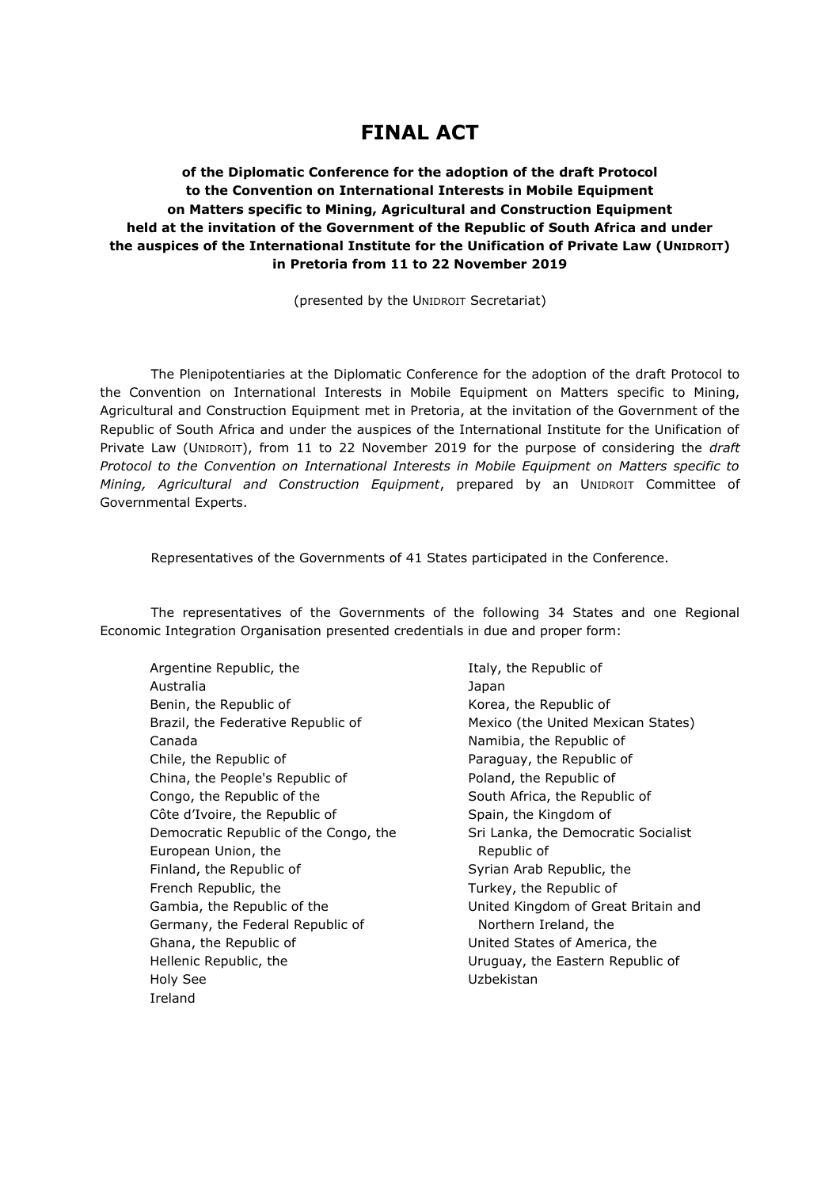# FINAL ACT

**of the Diplomatic Conference for the adoption of the draft Protocol to the Convention on International Interests in Mobile Equipment on Matters specific to Mining, Agricultural and Construction Equipment held at the invitation of the Government of the Republic of South Africa and under the auspices of the International Institute for the Unification of Private Law (UNIDROIT) in Pretoria from 11 to 22 November 2019**

(presented by the UNIDROIT Secretariat)

The Plenipotentiaries at the Diplomatic Conference for the adoption of the draft Protocol to the Convention on International Interests in Mobile Equipment on Matters specific to Mining, Agricultural and Construction Equipment met in Pretoria, at the invitation of the Government of the Republic of South Africa and under the auspices of the International Institute for the Unification of Private Law (UNIDROIT), from 11 to 22 November 2019 for the purpose of considering the *draft Protocol to the Convention on International Interests in Mobile Equipment on Matters specific to Mining, Agricultural and Construction Equipment*, prepared by an UNIDROIT Committee of Governmental Experts.

Representatives of the Governments of 41 States participated in the Conference.

The representatives of the Governments of the following 34 States and one Regional Economic Integration Organisation presented credentials in due and proper form:

Argentine Republic, the
Australia
Benin, the Republic of
Brazil, the Federative Republic of
Canada
Chile, the Republic of
China, the People's Republic of
Congo, the Republic of the
Côte d'Ivoire, the Republic of
Democratic Republic of the Congo, the
European Union, the
Finland, the Republic of
French Republic, the
Gambia, the Republic of the
Germany, the Federal Republic of
Ghana, the Republic of
Hellenic Republic, the
Holy See
Ireland
Italy, the Republic of
Japan
Korea, the Republic of
Mexico (the United Mexican States)
Namibia, the Republic of
Paraguay, the Republic of
Poland, the Republic of
South Africa, the Republic of
Spain, the Kingdom of
Sri Lanka, the Democratic Socialist Republic of
Syrian Arab Republic, the
Turkey, the Republic of
United Kingdom of Great Britain and Northern Ireland, the
United States of America, the
Uruguay, the Eastern Republic of
Uzbekistan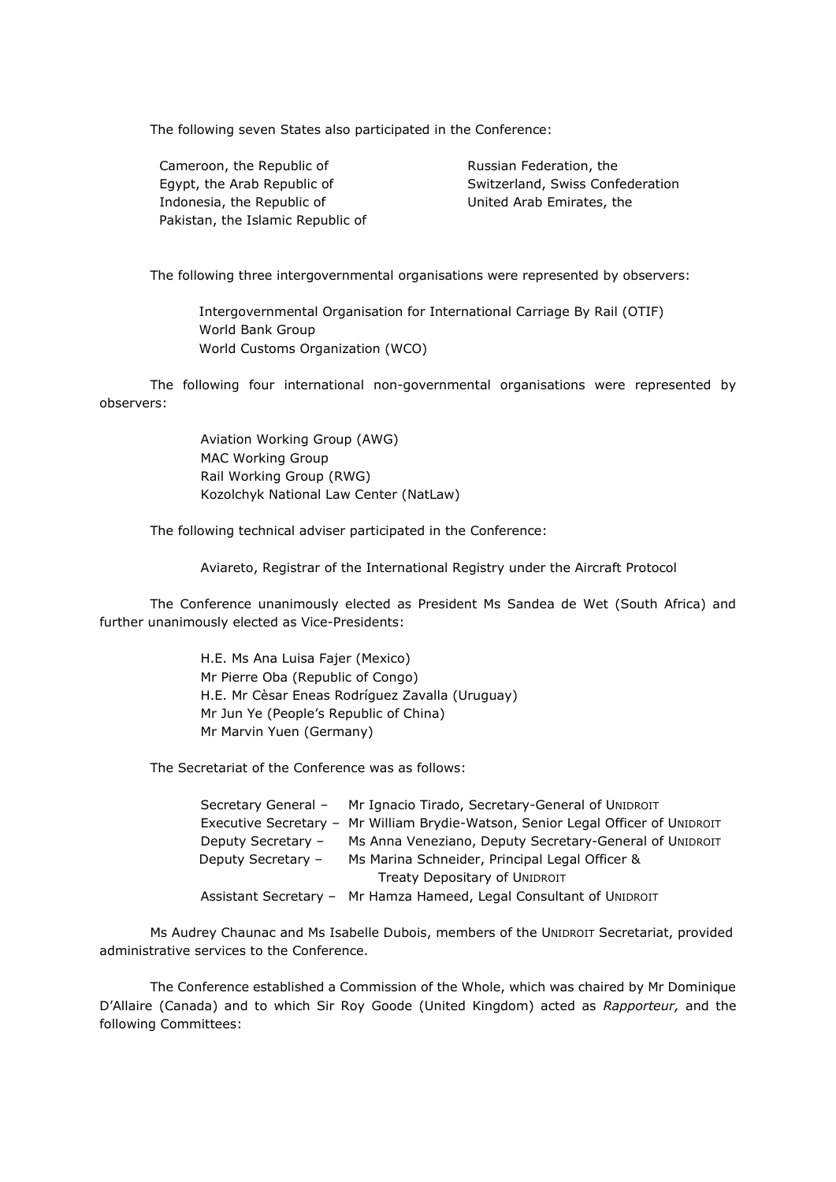The following seven States also participated in the Conference:

Cameroon, the Republic of
Egypt, the Arab Republic of
Indonesia, the Republic of
Pakistan, the Islamic Republic of
Russian Federation, the
Switzerland, Swiss Confederation
United Arab Emirates, the

The following three intergovernmental organisations were represented by observers:

Intergovernmental Organisation for International Carriage By Rail (OTIF)
World Bank Group
World Customs Organization (WCO)

The following four international non-governmental organisations were represented by observers:

Aviation Working Group (AWG)
MAC Working Group
Rail Working Group (RWG)
Kozolchyk National Law Center (NatLaw)

The following technical adviser participated in the Conference:

Aviareto, Registrar of the International Registry under the Aircraft Protocol

The Conference unanimously elected as President Ms Sandea de Wet (South Africa) and further unanimously elected as Vice-Presidents:

H.E. Ms Ana Luisa Fajer (Mexico)
Mr Pierre Oba (Republic of Congo)
H.E. Mr Cèsar Eneas Rodríguez Zavalla (Uruguay)
Mr Jun Ye (People's Republic of China)
Mr Marvin Yuen (Germany)

The Secretariat of the Conference was as follows:

Secretary General – Mr Ignacio Tirado, Secretary-General of UNIDROIT
Executive Secretary – Mr William Brydie-Watson, Senior Legal Officer of UNIDROIT
Deputy Secretary – Ms Anna Veneziano, Deputy Secretary-General of UNIDROIT
Deputy Secretary – Ms Marina Schneider, Principal Legal Officer & Treaty Depositary of UNIDROIT
Assistant Secretary – Mr Hamza Hameed, Legal Consultant of UNIDROIT

Ms Audrey Chaunac and Ms Isabelle Dubois, members of the UNIDROIT Secretariat, provided administrative services to the Conference.

The Conference established a Commission of the Whole, which was chaired by Mr Dominique D'Allaire (Canada) and to which Sir Roy Goode (United Kingdom) acted as *Rapporteur,* and the following Committees: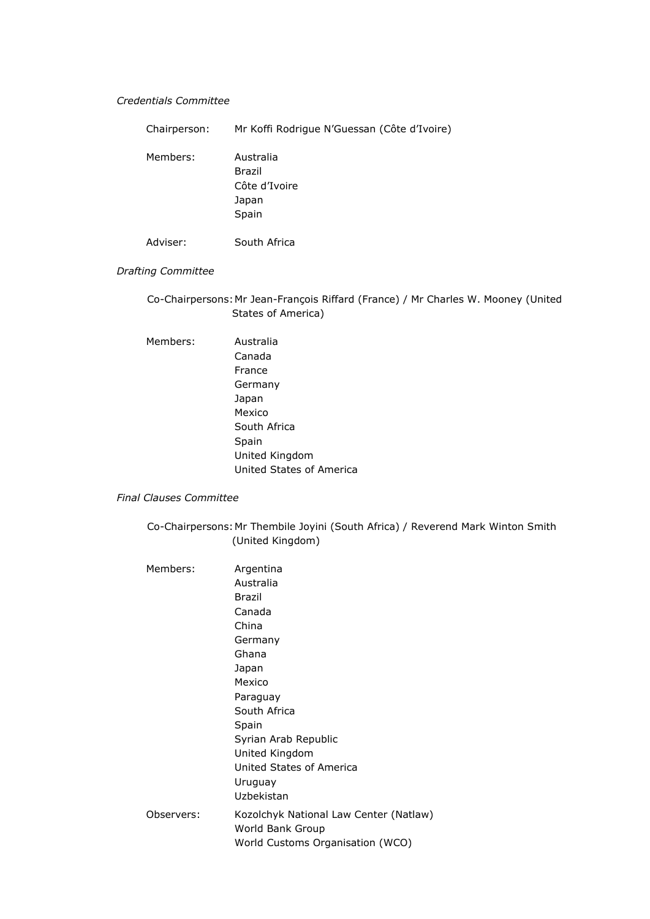*Credentials Committee*

| | |
|---|---|
| Chairperson: | Mr Koffi Rodrigue N'Guessan (Côte d'Ivoire) |
| Members: | Australia<br>Brazil<br>Côte d'Ivoire<br>Japan<br>Spain |
| Adviser: | South Africa |

*Drafting Committee*

| | |
|---|---|
| Co-Chairpersons: | Mr Jean-François Riffard (France) / Mr Charles W. Mooney (United States of America) |
| Members: | Australia<br>Canada<br>France<br>Germany<br>Japan<br>Mexico<br>South Africa<br>Spain<br>United Kingdom<br>United States of America |

*Final Clauses Committee*

| | |
|---|---|
| Co-Chairpersons: | Mr Thembile Joyini (South Africa) / Reverend Mark Winton Smith (United Kingdom) |
| Members: | Argentina<br>Australia<br>Brazil<br>Canada<br>China<br>Germany<br>Ghana<br>Japan<br>Mexico<br>Paraguay<br>South Africa<br>Spain<br>Syrian Arab Republic<br>United Kingdom<br>United States of America<br>Uruguay<br>Uzbekistan |
| Observers: | Kozolchyk National Law Center (Natlaw)<br>World Bank Group<br>World Customs Organisation (WCO) |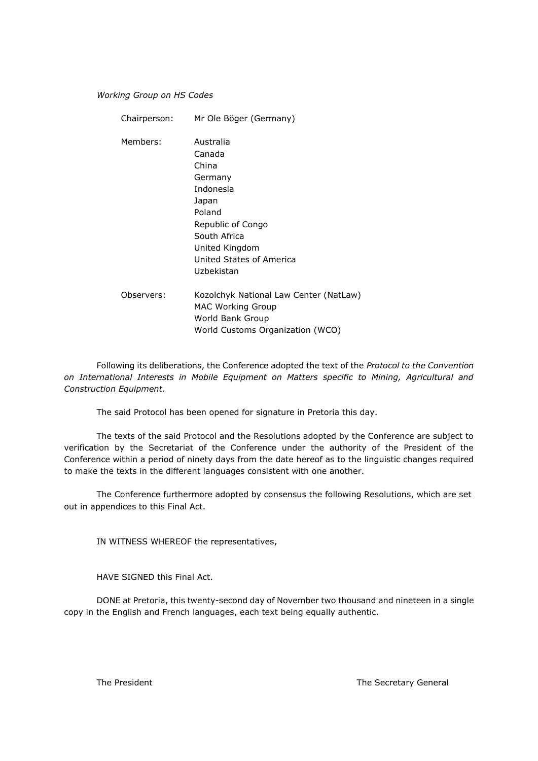*Working Group on HS Codes*

| | |
|---|---|
| Chairperson: | Mr Ole Böger (Germany) |
| Members: | Australia<br>Canada<br>China<br>Germany<br>Indonesia<br>Japan<br>Poland<br>Republic of Congo<br>South Africa<br>United Kingdom<br>United States of America<br>Uzbekistan |
| Observers: | Kozolchyk National Law Center (NatLaw)<br>MAC Working Group<br>World Bank Group<br>World Customs Organization (WCO) |

Following its deliberations, the Conference adopted the text of the *Protocol to the Convention on International Interests in Mobile Equipment on Matters specific to Mining, Agricultural and Construction Equipment.*

The said Protocol has been opened for signature in Pretoria this day.

The texts of the said Protocol and the Resolutions adopted by the Conference are subject to verification by the Secretariat of the Conference under the authority of the President of the Conference within a period of ninety days from the date hereof as to the linguistic changes required to make the texts in the different languages consistent with one another.

The Conference furthermore adopted by consensus the following Resolutions, which are set out in appendices to this Final Act.

IN WITNESS WHEREOF the representatives,

HAVE SIGNED this Final Act.

DONE at Pretoria, this twenty-second day of November two thousand and nineteen in a single copy in the English and French languages, each text being equally authentic.

The President

The Secretary General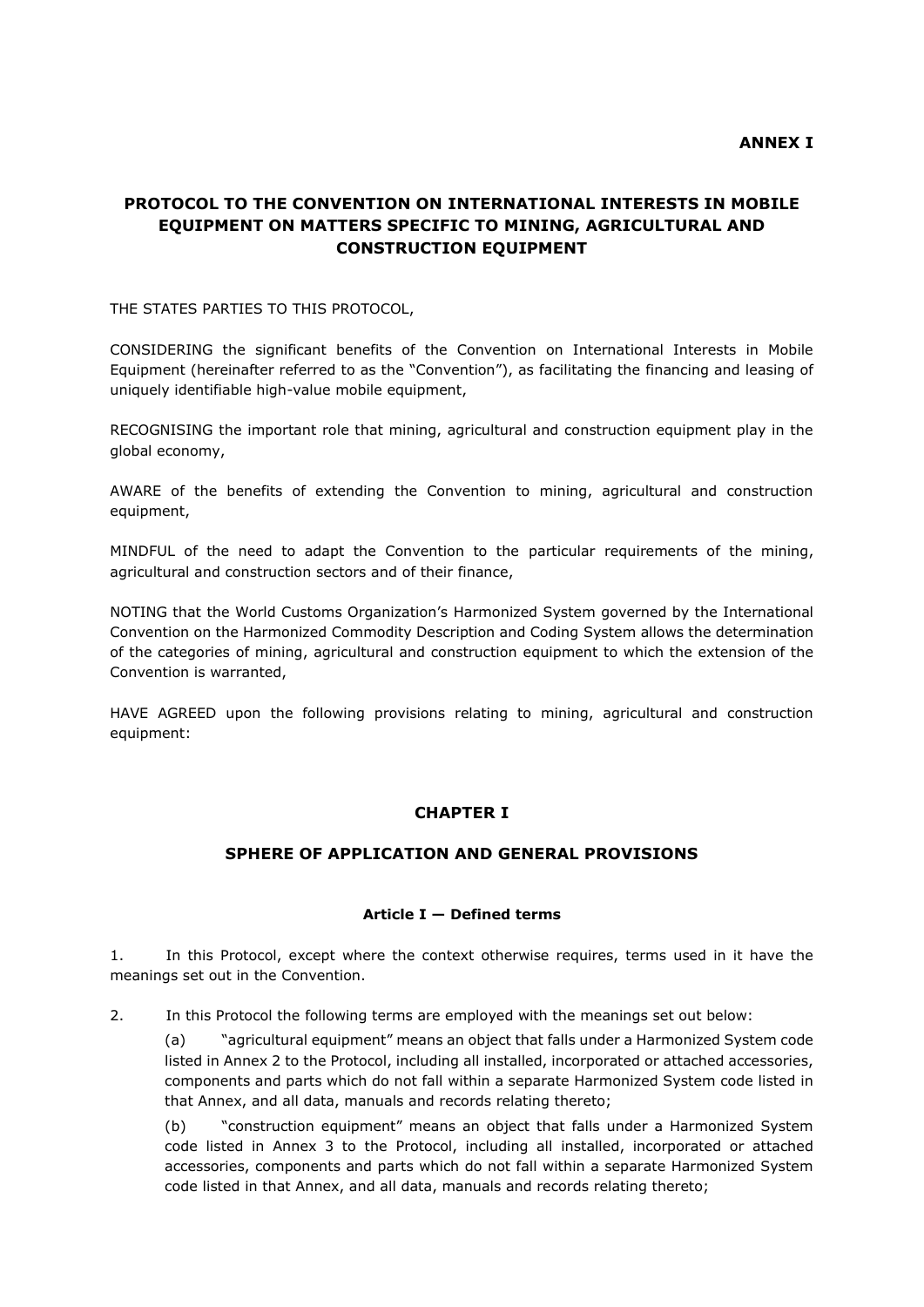**ANNEX I**

# PROTOCOL TO THE CONVENTION ON INTERNATIONAL INTERESTS IN MOBILE EQUIPMENT ON MATTERS SPECIFIC TO MINING, AGRICULTURAL AND CONSTRUCTION EQUIPMENT

THE STATES PARTIES TO THIS PROTOCOL,

CONSIDERING the significant benefits of the Convention on International Interests in Mobile Equipment (hereinafter referred to as the "Convention"), as facilitating the financing and leasing of uniquely identifiable high-value mobile equipment,

RECOGNISING the important role that mining, agricultural and construction equipment play in the global economy,

AWARE of the benefits of extending the Convention to mining, agricultural and construction equipment,

MINDFUL of the need to adapt the Convention to the particular requirements of the mining, agricultural and construction sectors and of their finance,

NOTING that the World Customs Organization's Harmonized System governed by the International Convention on the Harmonized Commodity Description and Coding System allows the determination of the categories of mining, agricultural and construction equipment to which the extension of the Convention is warranted,

HAVE AGREED upon the following provisions relating to mining, agricultural and construction equipment:

## CHAPTER I

## SPHERE OF APPLICATION AND GENERAL PROVISIONS

### Article I — Defined terms

1. In this Protocol, except where the context otherwise requires, terms used in it have the meanings set out in the Convention.

2. In this Protocol the following terms are employed with the meanings set out below:

(a) "agricultural equipment" means an object that falls under a Harmonized System code listed in Annex 2 to the Protocol, including all installed, incorporated or attached accessories, components and parts which do not fall within a separate Harmonized System code listed in that Annex, and all data, manuals and records relating thereto;

(b) "construction equipment" means an object that falls under a Harmonized System code listed in Annex 3 to the Protocol, including all installed, incorporated or attached accessories, components and parts which do not fall within a separate Harmonized System code listed in that Annex, and all data, manuals and records relating thereto;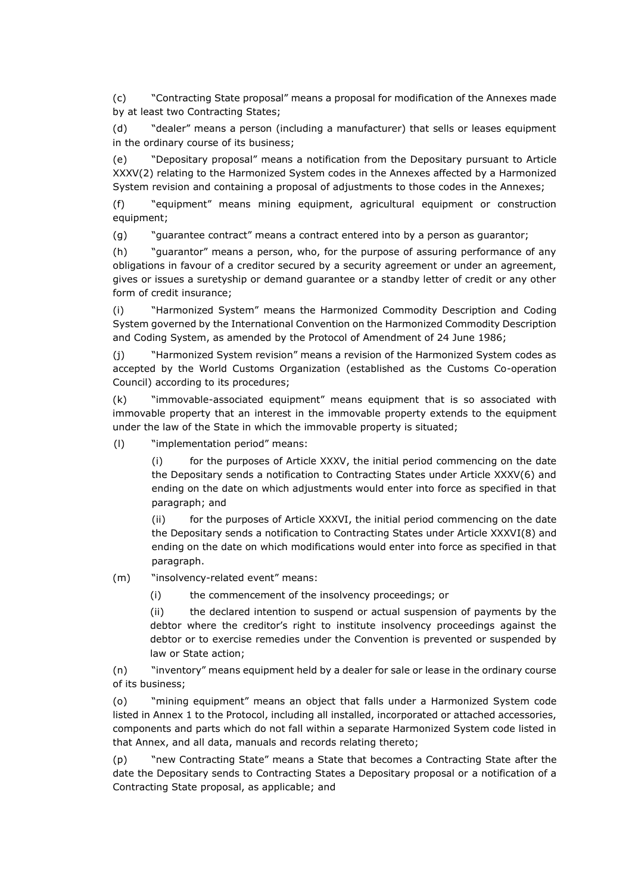(c) "Contracting State proposal" means a proposal for modification of the Annexes made by at least two Contracting States;

(d) "dealer" means a person (including a manufacturer) that sells or leases equipment in the ordinary course of its business;

(e) "Depositary proposal" means a notification from the Depositary pursuant to Article XXXV(2) relating to the Harmonized System codes in the Annexes affected by a Harmonized System revision and containing a proposal of adjustments to those codes in the Annexes;

(f) "equipment" means mining equipment, agricultural equipment or construction equipment;

(g) "guarantee contract" means a contract entered into by a person as guarantor;

(h) "guarantor" means a person, who, for the purpose of assuring performance of any obligations in favour of a creditor secured by a security agreement or under an agreement, gives or issues a suretyship or demand guarantee or a standby letter of credit or any other form of credit insurance;

(i) "Harmonized System" means the Harmonized Commodity Description and Coding System governed by the International Convention on the Harmonized Commodity Description and Coding System, as amended by the Protocol of Amendment of 24 June 1986;

(j) "Harmonized System revision" means a revision of the Harmonized System codes as accepted by the World Customs Organization (established as the Customs Co-operation Council) according to its procedures;

(k) "immovable-associated equipment" means equipment that is so associated with immovable property that an interest in the immovable property extends to the equipment under the law of the State in which the immovable property is situated;

(l) "implementation period" means:

(i) for the purposes of Article XXXV, the initial period commencing on the date the Depositary sends a notification to Contracting States under Article XXXV(6) and ending on the date on which adjustments would enter into force as specified in that paragraph; and

(ii) for the purposes of Article XXXVI, the initial period commencing on the date the Depositary sends a notification to Contracting States under Article XXXVI(8) and ending on the date on which modifications would enter into force as specified in that paragraph.

(m) "insolvency-related event" means:

(i) the commencement of the insolvency proceedings; or

(ii) the declared intention to suspend or actual suspension of payments by the debtor where the creditor's right to institute insolvency proceedings against the debtor or to exercise remedies under the Convention is prevented or suspended by law or State action;

(n) "inventory" means equipment held by a dealer for sale or lease in the ordinary course of its business;

(o) "mining equipment" means an object that falls under a Harmonized System code listed in Annex 1 to the Protocol, including all installed, incorporated or attached accessories, components and parts which do not fall within a separate Harmonized System code listed in that Annex, and all data, manuals and records relating thereto;

(p) "new Contracting State" means a State that becomes a Contracting State after the date the Depositary sends to Contracting States a Depositary proposal or a notification of a Contracting State proposal, as applicable; and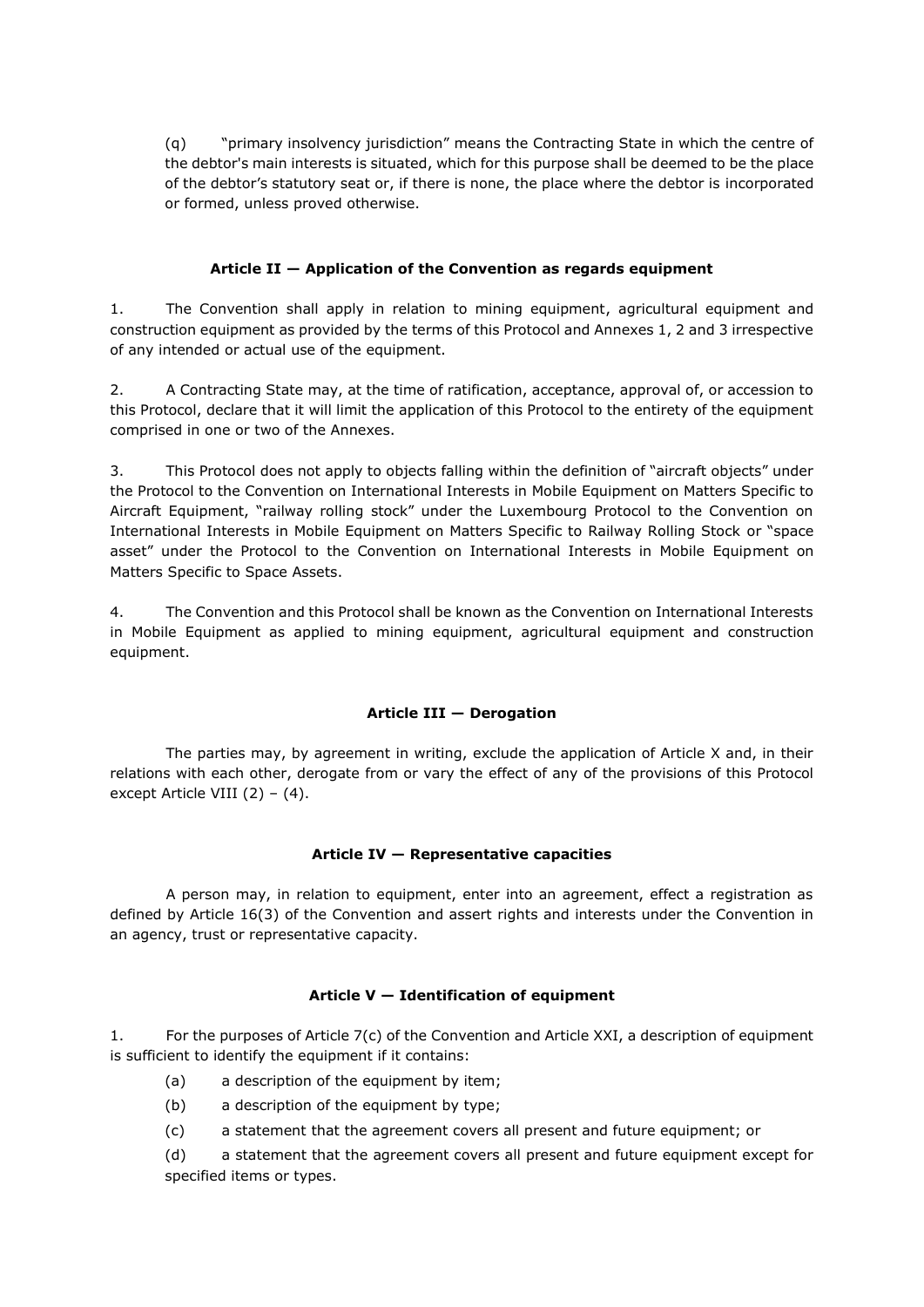(q) "primary insolvency jurisdiction" means the Contracting State in which the centre of the debtor's main interests is situated, which for this purpose shall be deemed to be the place of the debtor's statutory seat or, if there is none, the place where the debtor is incorporated or formed, unless proved otherwise.

### Article II — Application of the Convention as regards equipment

1. The Convention shall apply in relation to mining equipment, agricultural equipment and construction equipment as provided by the terms of this Protocol and Annexes 1, 2 and 3 irrespective of any intended or actual use of the equipment.

2. A Contracting State may, at the time of ratification, acceptance, approval of, or accession to this Protocol, declare that it will limit the application of this Protocol to the entirety of the equipment comprised in one or two of the Annexes.

3. This Protocol does not apply to objects falling within the definition of "aircraft objects" under the Protocol to the Convention on International Interests in Mobile Equipment on Matters Specific to Aircraft Equipment, "railway rolling stock" under the Luxembourg Protocol to the Convention on International Interests in Mobile Equipment on Matters Specific to Railway Rolling Stock or "space asset" under the Protocol to the Convention on International Interests in Mobile Equipment on Matters Specific to Space Assets.

4. The Convention and this Protocol shall be known as the Convention on International Interests in Mobile Equipment as applied to mining equipment, agricultural equipment and construction equipment.

### Article III — Derogation

The parties may, by agreement in writing, exclude the application of Article X and, in their relations with each other, derogate from or vary the effect of any of the provisions of this Protocol except Article VIII (2) – (4).

### Article IV — Representative capacities

A person may, in relation to equipment, enter into an agreement, effect a registration as defined by Article 16(3) of the Convention and assert rights and interests under the Convention in an agency, trust or representative capacity.

### Article V — Identification of equipment

1. For the purposes of Article 7(c) of the Convention and Article XXI, a description of equipment is sufficient to identify the equipment if it contains:

   (a) a description of the equipment by item;

   (b) a description of the equipment by type;

   (c) a statement that the agreement covers all present and future equipment; or

   (d) a statement that the agreement covers all present and future equipment except for specified items or types.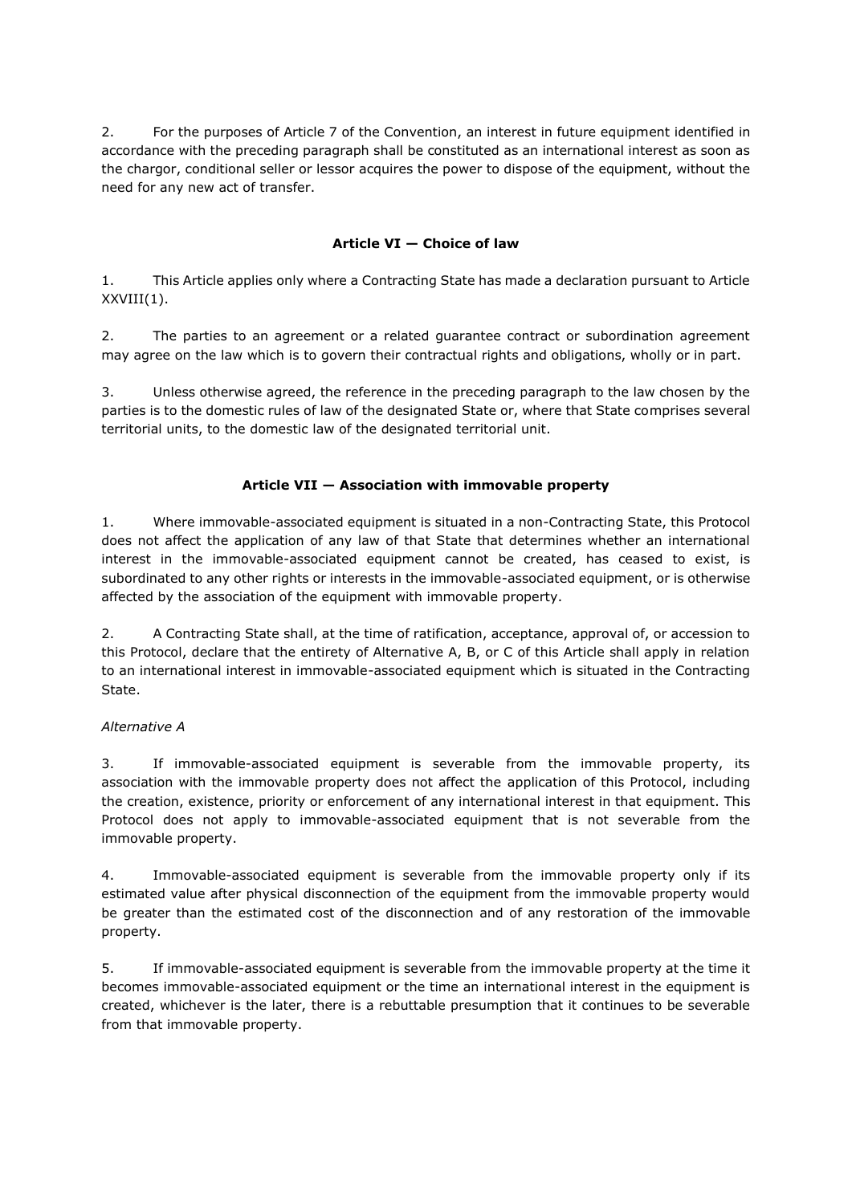2. For the purposes of Article 7 of the Convention, an interest in future equipment identified in accordance with the preceding paragraph shall be constituted as an international interest as soon as the chargor, conditional seller or lessor acquires the power to dispose of the equipment, without the need for any new act of transfer.

### Article VI — Choice of law

1. This Article applies only where a Contracting State has made a declaration pursuant to Article XXVIII(1).

2. The parties to an agreement or a related guarantee contract or subordination agreement may agree on the law which is to govern their contractual rights and obligations, wholly or in part.

3. Unless otherwise agreed, the reference in the preceding paragraph to the law chosen by the parties is to the domestic rules of law of the designated State or, where that State comprises several territorial units, to the domestic law of the designated territorial unit.

### Article VII — Association with immovable property

1. Where immovable-associated equipment is situated in a non-Contracting State, this Protocol does not affect the application of any law of that State that determines whether an international interest in the immovable-associated equipment cannot be created, has ceased to exist, is subordinated to any other rights or interests in the immovable-associated equipment, or is otherwise affected by the association of the equipment with immovable property.

2. A Contracting State shall, at the time of ratification, acceptance, approval of, or accession to this Protocol, declare that the entirety of Alternative A, B, or C of this Article shall apply in relation to an international interest in immovable-associated equipment which is situated in the Contracting State.

*Alternative A*

3. If immovable-associated equipment is severable from the immovable property, its association with the immovable property does not affect the application of this Protocol, including the creation, existence, priority or enforcement of any international interest in that equipment. This Protocol does not apply to immovable-associated equipment that is not severable from the immovable property.

4. Immovable-associated equipment is severable from the immovable property only if its estimated value after physical disconnection of the equipment from the immovable property would be greater than the estimated cost of the disconnection and of any restoration of the immovable property.

5. If immovable-associated equipment is severable from the immovable property at the time it becomes immovable-associated equipment or the time an international interest in the equipment is created, whichever is the later, there is a rebuttable presumption that it continues to be severable from that immovable property.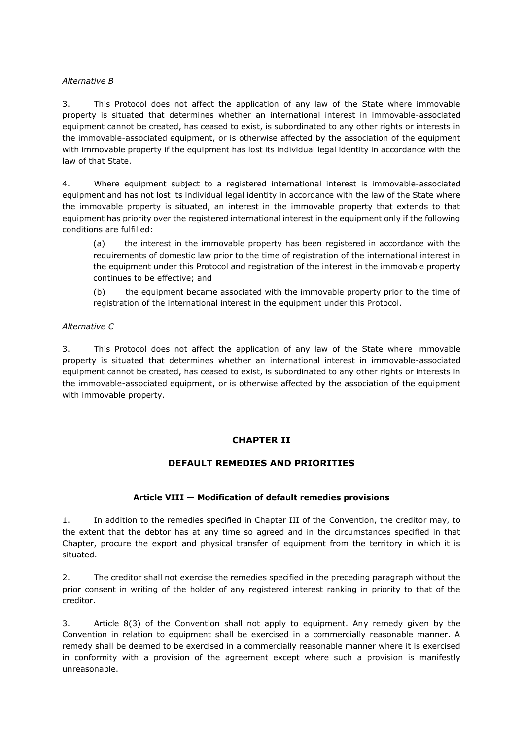*Alternative B*

3. This Protocol does not affect the application of any law of the State where immovable property is situated that determines whether an international interest in immovable-associated equipment cannot be created, has ceased to exist, is subordinated to any other rights or interests in the immovable-associated equipment, or is otherwise affected by the association of the equipment with immovable property if the equipment has lost its individual legal identity in accordance with the law of that State.

4. Where equipment subject to a registered international interest is immovable-associated equipment and has not lost its individual legal identity in accordance with the law of the State where the immovable property is situated, an interest in the immovable property that extends to that equipment has priority over the registered international interest in the equipment only if the following conditions are fulfilled:

(a) the interest in the immovable property has been registered in accordance with the requirements of domestic law prior to the time of registration of the international interest in the equipment under this Protocol and registration of the interest in the immovable property continues to be effective; and

(b) the equipment became associated with the immovable property prior to the time of registration of the international interest in the equipment under this Protocol.

*Alternative C*

3. This Protocol does not affect the application of any law of the State where immovable property is situated that determines whether an international interest in immovable-associated equipment cannot be created, has ceased to exist, is subordinated to any other rights or interests in the immovable-associated equipment, or is otherwise affected by the association of the equipment with immovable property.

## CHAPTER II

## DEFAULT REMEDIES AND PRIORITIES

### Article VIII — Modification of default remedies provisions

1. In addition to the remedies specified in Chapter III of the Convention, the creditor may, to the extent that the debtor has at any time so agreed and in the circumstances specified in that Chapter, procure the export and physical transfer of equipment from the territory in which it is situated.

2. The creditor shall not exercise the remedies specified in the preceding paragraph without the prior consent in writing of the holder of any registered interest ranking in priority to that of the creditor.

3. Article 8(3) of the Convention shall not apply to equipment. Any remedy given by the Convention in relation to equipment shall be exercised in a commercially reasonable manner. A remedy shall be deemed to be exercised in a commercially reasonable manner where it is exercised in conformity with a provision of the agreement except where such a provision is manifestly unreasonable.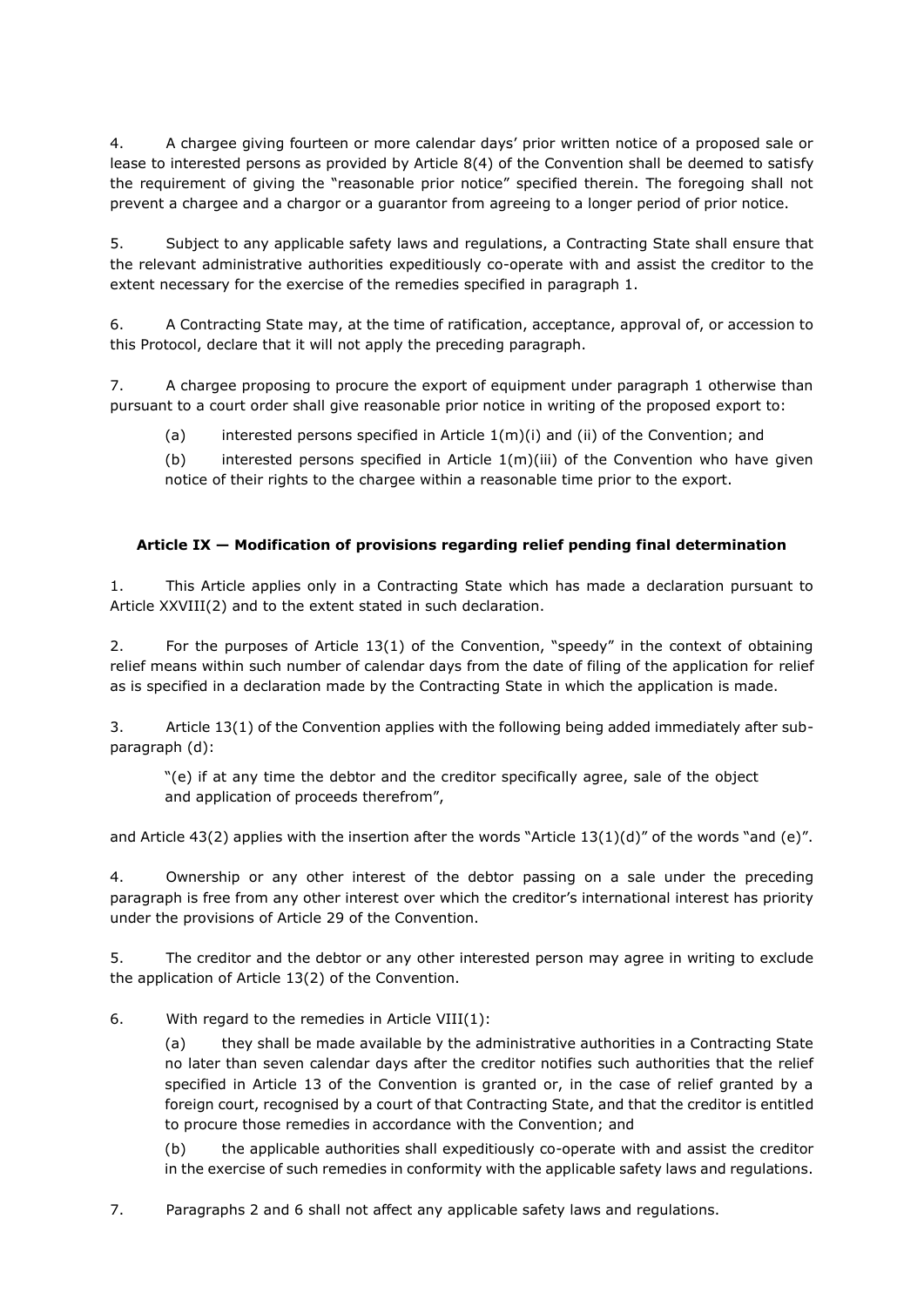4. A chargee giving fourteen or more calendar days' prior written notice of a proposed sale or lease to interested persons as provided by Article 8(4) of the Convention shall be deemed to satisfy the requirement of giving the "reasonable prior notice" specified therein. The foregoing shall not prevent a chargee and a chargor or a guarantor from agreeing to a longer period of prior notice.

5. Subject to any applicable safety laws and regulations, a Contracting State shall ensure that the relevant administrative authorities expeditiously co-operate with and assist the creditor to the extent necessary for the exercise of the remedies specified in paragraph 1.

6. A Contracting State may, at the time of ratification, acceptance, approval of, or accession to this Protocol, declare that it will not apply the preceding paragraph.

7. A chargee proposing to procure the export of equipment under paragraph 1 otherwise than pursuant to a court order shall give reasonable prior notice in writing of the proposed export to:

(a) interested persons specified in Article 1(m)(i) and (ii) of the Convention; and

(b) interested persons specified in Article 1(m)(iii) of the Convention who have given notice of their rights to the chargee within a reasonable time prior to the export.

### Article IX — Modification of provisions regarding relief pending final determination

1. This Article applies only in a Contracting State which has made a declaration pursuant to Article XXVIII(2) and to the extent stated in such declaration.

2. For the purposes of Article 13(1) of the Convention, "speedy" in the context of obtaining relief means within such number of calendar days from the date of filing of the application for relief as is specified in a declaration made by the Contracting State in which the application is made.

3. Article 13(1) of the Convention applies with the following being added immediately after sub-paragraph (d):

"(e) if at any time the debtor and the creditor specifically agree, sale of the object and application of proceeds therefrom",

and Article 43(2) applies with the insertion after the words "Article 13(1)(d)" of the words "and (e)".

4. Ownership or any other interest of the debtor passing on a sale under the preceding paragraph is free from any other interest over which the creditor's international interest has priority under the provisions of Article 29 of the Convention.

5. The creditor and the debtor or any other interested person may agree in writing to exclude the application of Article 13(2) of the Convention.

6. With regard to the remedies in Article VIII(1):

(a) they shall be made available by the administrative authorities in a Contracting State no later than seven calendar days after the creditor notifies such authorities that the relief specified in Article 13 of the Convention is granted or, in the case of relief granted by a foreign court, recognised by a court of that Contracting State, and that the creditor is entitled to procure those remedies in accordance with the Convention; and

(b) the applicable authorities shall expeditiously co-operate with and assist the creditor in the exercise of such remedies in conformity with the applicable safety laws and regulations.

7. Paragraphs 2 and 6 shall not affect any applicable safety laws and regulations.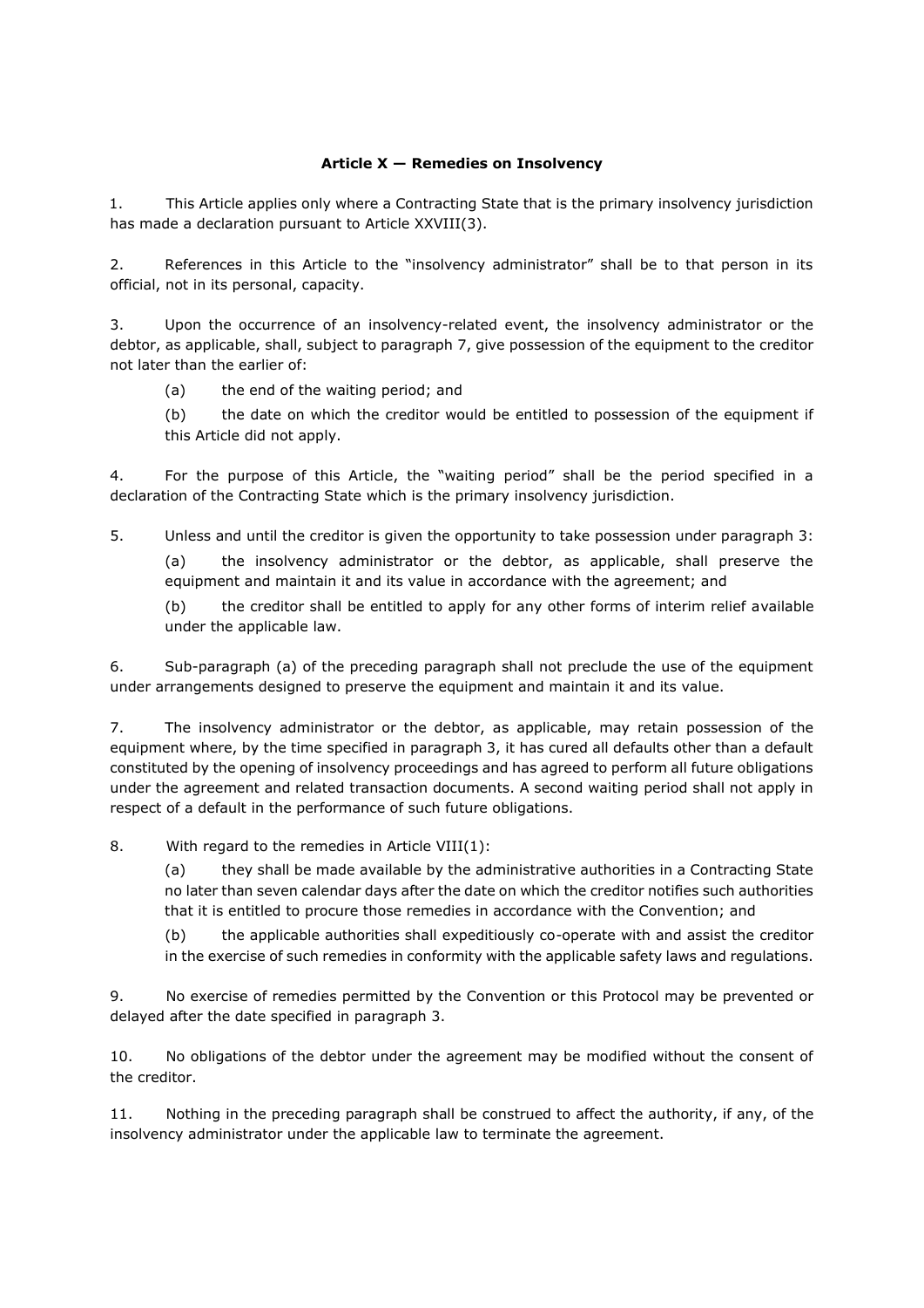**Article X — Remedies on Insolvency**

1. This Article applies only where a Contracting State that is the primary insolvency jurisdiction has made a declaration pursuant to Article XXVIII(3).

2. References in this Article to the "insolvency administrator" shall be to that person in its official, not in its personal, capacity.

3. Upon the occurrence of an insolvency-related event, the insolvency administrator or the debtor, as applicable, shall, subject to paragraph 7, give possession of the equipment to the creditor not later than the earlier of:

   (a) the end of the waiting period; and

   (b) the date on which the creditor would be entitled to possession of the equipment if this Article did not apply.

4. For the purpose of this Article, the "waiting period" shall be the period specified in a declaration of the Contracting State which is the primary insolvency jurisdiction.

5. Unless and until the creditor is given the opportunity to take possession under paragraph 3:

   (a) the insolvency administrator or the debtor, as applicable, shall preserve the equipment and maintain it and its value in accordance with the agreement; and

   (b) the creditor shall be entitled to apply for any other forms of interim relief available under the applicable law.

6. Sub-paragraph (a) of the preceding paragraph shall not preclude the use of the equipment under arrangements designed to preserve the equipment and maintain it and its value.

7. The insolvency administrator or the debtor, as applicable, may retain possession of the equipment where, by the time specified in paragraph 3, it has cured all defaults other than a default constituted by the opening of insolvency proceedings and has agreed to perform all future obligations under the agreement and related transaction documents. A second waiting period shall not apply in respect of a default in the performance of such future obligations.

8. With regard to the remedies in Article VIII(1):

   (a) they shall be made available by the administrative authorities in a Contracting State no later than seven calendar days after the date on which the creditor notifies such authorities that it is entitled to procure those remedies in accordance with the Convention; and

   (b) the applicable authorities shall expeditiously co-operate with and assist the creditor in the exercise of such remedies in conformity with the applicable safety laws and regulations.

9. No exercise of remedies permitted by the Convention or this Protocol may be prevented or delayed after the date specified in paragraph 3.

10. No obligations of the debtor under the agreement may be modified without the consent of the creditor.

11. Nothing in the preceding paragraph shall be construed to affect the authority, if any, of the insolvency administrator under the applicable law to terminate the agreement.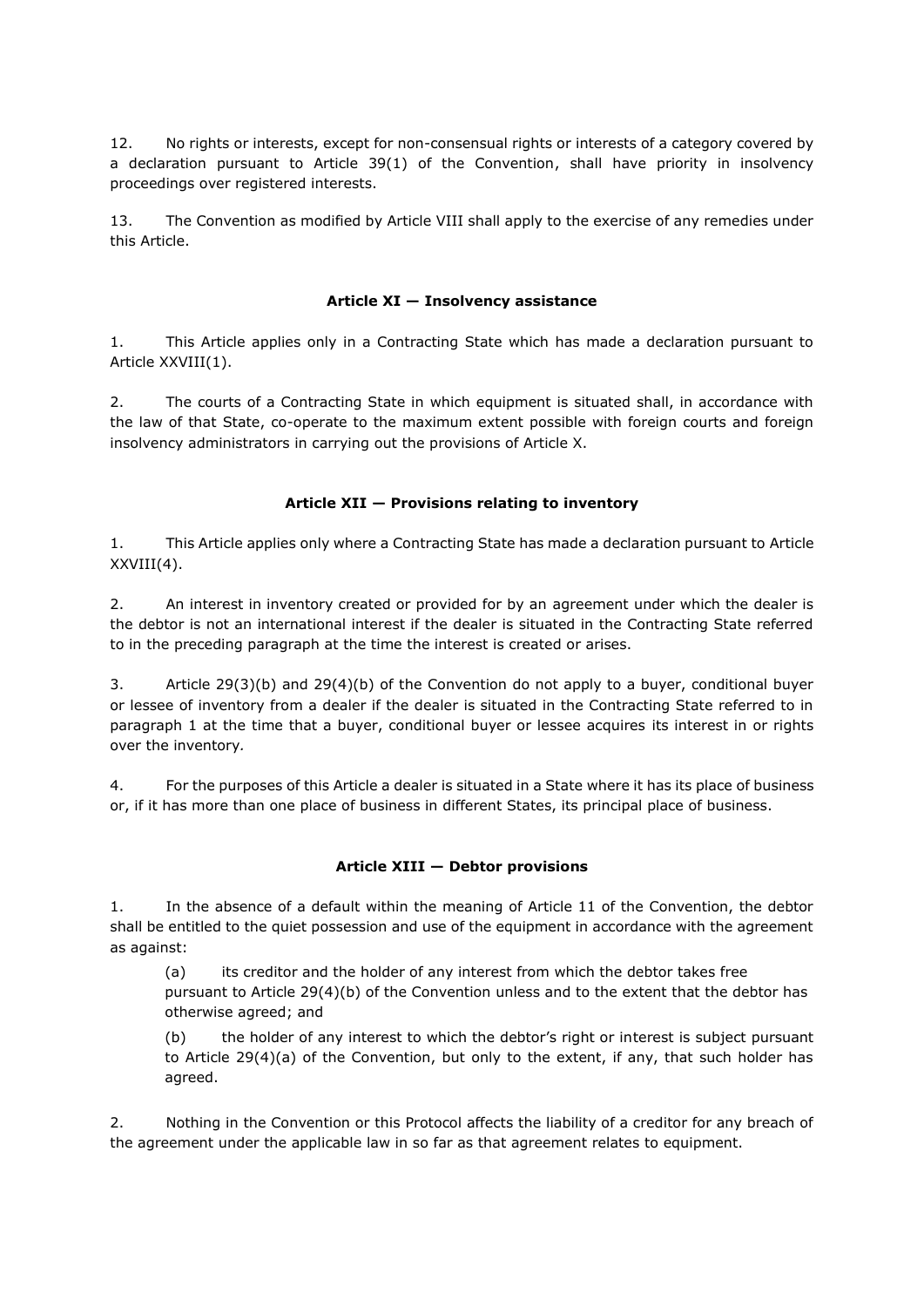12. No rights or interests, except for non-consensual rights or interests of a category covered by a declaration pursuant to Article 39(1) of the Convention, shall have priority in insolvency proceedings over registered interests.

13. The Convention as modified by Article VIII shall apply to the exercise of any remedies under this Article.

### Article XI — Insolvency assistance

1. This Article applies only in a Contracting State which has made a declaration pursuant to Article XXVIII(1).

2. The courts of a Contracting State in which equipment is situated shall, in accordance with the law of that State, co-operate to the maximum extent possible with foreign courts and foreign insolvency administrators in carrying out the provisions of Article X.

### Article XII — Provisions relating to inventory

1. This Article applies only where a Contracting State has made a declaration pursuant to Article XXVIII(4).

2. An interest in inventory created or provided for by an agreement under which the dealer is the debtor is not an international interest if the dealer is situated in the Contracting State referred to in the preceding paragraph at the time the interest is created or arises.

3. Article 29(3)(b) and 29(4)(b) of the Convention do not apply to a buyer, conditional buyer or lessee of inventory from a dealer if the dealer is situated in the Contracting State referred to in paragraph 1 at the time that a buyer, conditional buyer or lessee acquires its interest in or rights over the inventory.

4. For the purposes of this Article a dealer is situated in a State where it has its place of business or, if it has more than one place of business in different States, its principal place of business.

### Article XIII — Debtor provisions

1. In the absence of a default within the meaning of Article 11 of the Convention, the debtor shall be entitled to the quiet possession and use of the equipment in accordance with the agreement as against:

   (a) its creditor and the holder of any interest from which the debtor takes free pursuant to Article 29(4)(b) of the Convention unless and to the extent that the debtor has otherwise agreed; and

   (b) the holder of any interest to which the debtor's right or interest is subject pursuant to Article 29(4)(a) of the Convention, but only to the extent, if any, that such holder has agreed.

2. Nothing in the Convention or this Protocol affects the liability of a creditor for any breach of the agreement under the applicable law in so far as that agreement relates to equipment.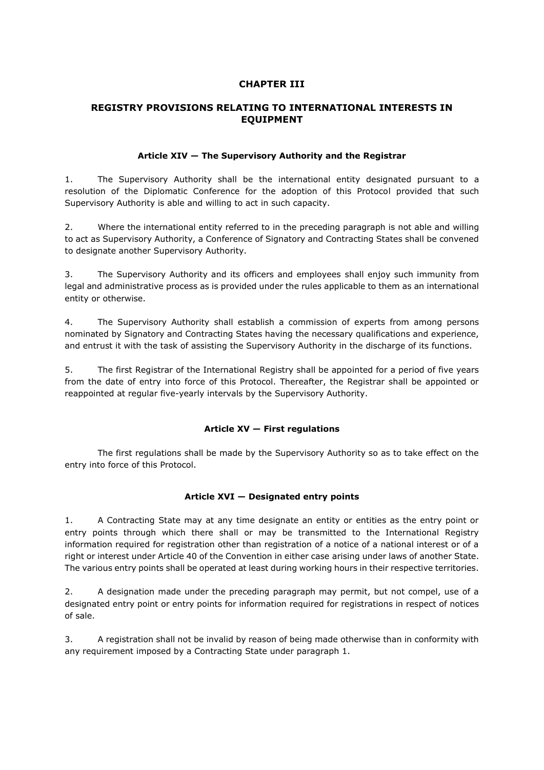## CHAPTER III

## REGISTRY PROVISIONS RELATING TO INTERNATIONAL INTERESTS IN EQUIPMENT

### Article XIV — The Supervisory Authority and the Registrar

1. The Supervisory Authority shall be the international entity designated pursuant to a resolution of the Diplomatic Conference for the adoption of this Protocol provided that such Supervisory Authority is able and willing to act in such capacity.

2. Where the international entity referred to in the preceding paragraph is not able and willing to act as Supervisory Authority, a Conference of Signatory and Contracting States shall be convened to designate another Supervisory Authority.

3. The Supervisory Authority and its officers and employees shall enjoy such immunity from legal and administrative process as is provided under the rules applicable to them as an international entity or otherwise.

4. The Supervisory Authority shall establish a commission of experts from among persons nominated by Signatory and Contracting States having the necessary qualifications and experience, and entrust it with the task of assisting the Supervisory Authority in the discharge of its functions.

5. The first Registrar of the International Registry shall be appointed for a period of five years from the date of entry into force of this Protocol. Thereafter, the Registrar shall be appointed or reappointed at regular five-yearly intervals by the Supervisory Authority.

### Article XV — First regulations

The first regulations shall be made by the Supervisory Authority so as to take effect on the entry into force of this Protocol.

### Article XVI — Designated entry points

1. A Contracting State may at any time designate an entity or entities as the entry point or entry points through which there shall or may be transmitted to the International Registry information required for registration other than registration of a notice of a national interest or of a right or interest under Article 40 of the Convention in either case arising under laws of another State. The various entry points shall be operated at least during working hours in their respective territories.

2. A designation made under the preceding paragraph may permit, but not compel, use of a designated entry point or entry points for information required for registrations in respect of notices of sale.

3. A registration shall not be invalid by reason of being made otherwise than in conformity with any requirement imposed by a Contracting State under paragraph 1.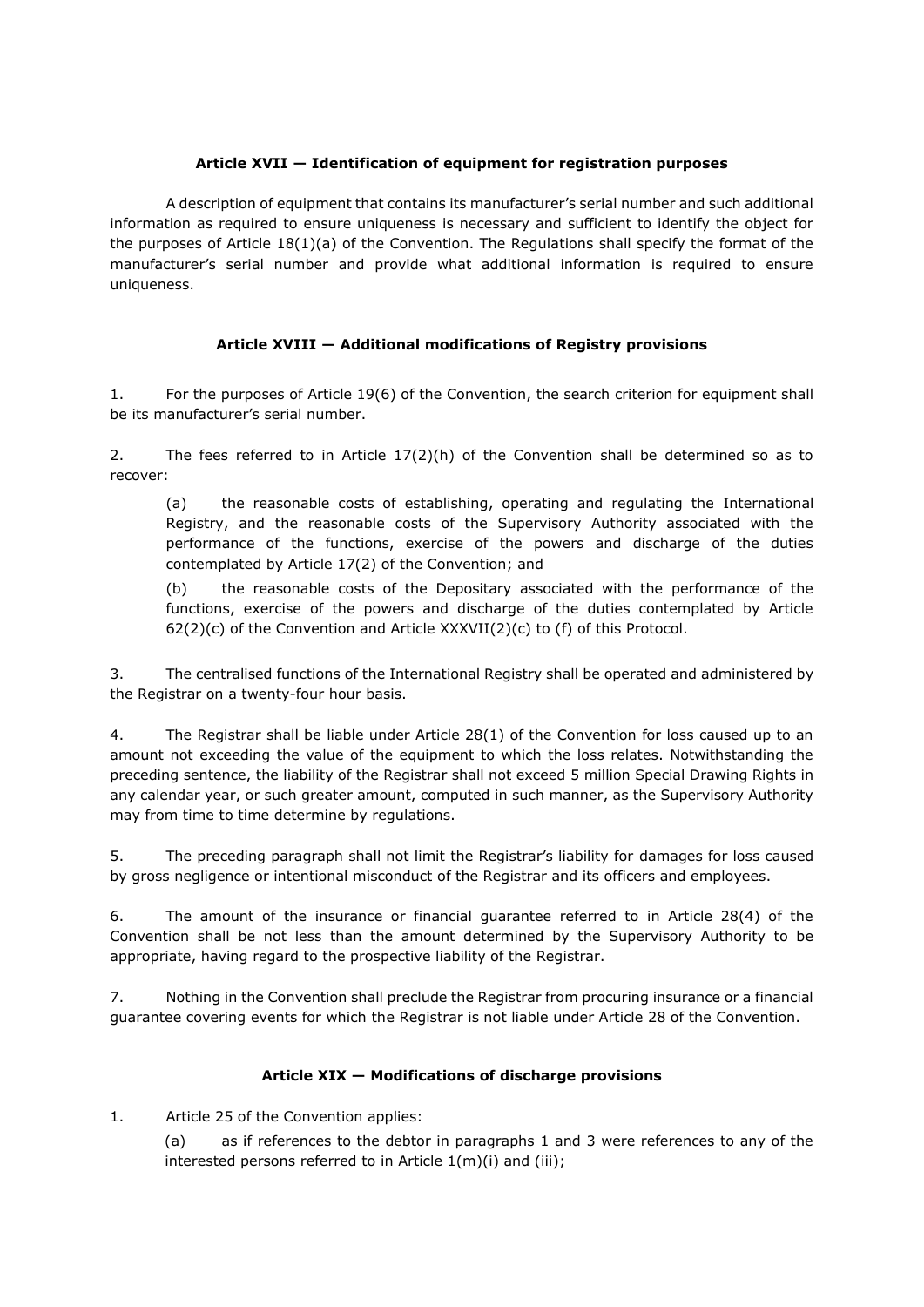**Article XVII — Identification of equipment for registration purposes**

A description of equipment that contains its manufacturer's serial number and such additional information as required to ensure uniqueness is necessary and sufficient to identify the object for the purposes of Article 18(1)(a) of the Convention. The Regulations shall specify the format of the manufacturer's serial number and provide what additional information is required to ensure uniqueness.

**Article XVIII — Additional modifications of Registry provisions**

1. For the purposes of Article 19(6) of the Convention, the search criterion for equipment shall be its manufacturer's serial number.

2. The fees referred to in Article 17(2)(h) of the Convention shall be determined so as to recover:

(a) the reasonable costs of establishing, operating and regulating the International Registry, and the reasonable costs of the Supervisory Authority associated with the performance of the functions, exercise of the powers and discharge of the duties contemplated by Article 17(2) of the Convention; and

(b) the reasonable costs of the Depositary associated with the performance of the functions, exercise of the powers and discharge of the duties contemplated by Article 62(2)(c) of the Convention and Article XXXVII(2)(c) to (f) of this Protocol.

3. The centralised functions of the International Registry shall be operated and administered by the Registrar on a twenty-four hour basis.

4. The Registrar shall be liable under Article 28(1) of the Convention for loss caused up to an amount not exceeding the value of the equipment to which the loss relates. Notwithstanding the preceding sentence, the liability of the Registrar shall not exceed 5 million Special Drawing Rights in any calendar year, or such greater amount, computed in such manner, as the Supervisory Authority may from time to time determine by regulations.

5. The preceding paragraph shall not limit the Registrar's liability for damages for loss caused by gross negligence or intentional misconduct of the Registrar and its officers and employees.

6. The amount of the insurance or financial guarantee referred to in Article 28(4) of the Convention shall be not less than the amount determined by the Supervisory Authority to be appropriate, having regard to the prospective liability of the Registrar.

7. Nothing in the Convention shall preclude the Registrar from procuring insurance or a financial guarantee covering events for which the Registrar is not liable under Article 28 of the Convention.

**Article XIX — Modifications of discharge provisions**

1. Article 25 of the Convention applies:

(a) as if references to the debtor in paragraphs 1 and 3 were references to any of the interested persons referred to in Article 1(m)(i) and (iii);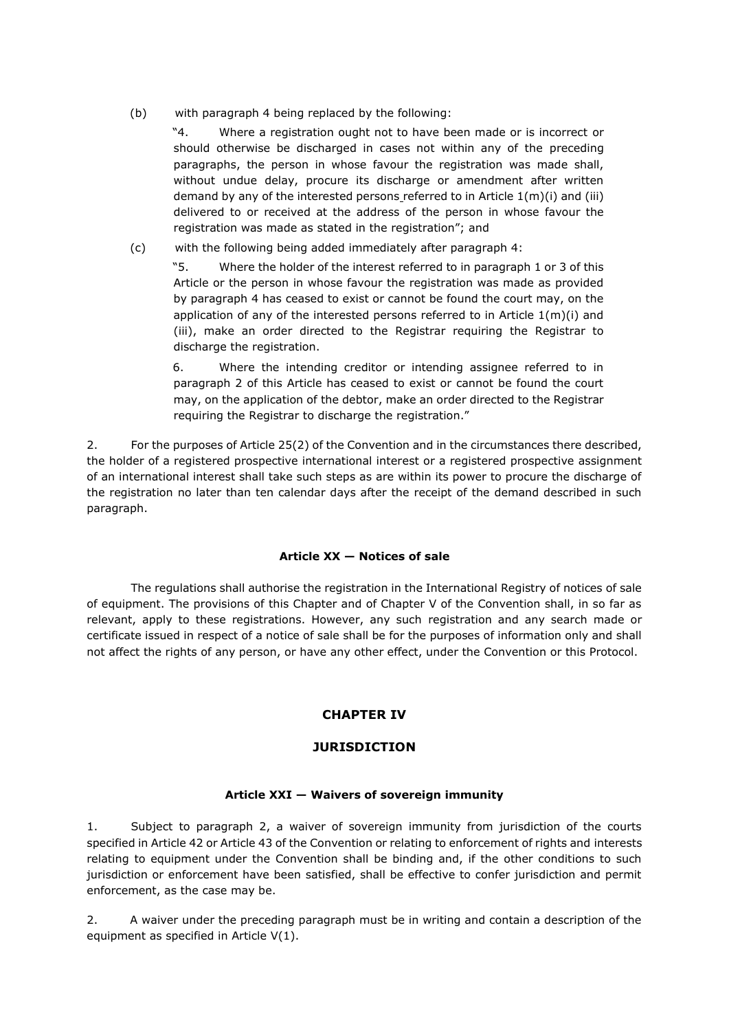(b) with paragraph 4 being replaced by the following:

> "4. Where a registration ought not to have been made or is incorrect or should otherwise be discharged in cases not within any of the preceding paragraphs, the person in whose favour the registration was made shall, without undue delay, procure its discharge or amendment after written demand by any of the interested persons referred to in Article 1(m)(i) and (iii) delivered to or received at the address of the person in whose favour the registration was made as stated in the registration"; and

(c) with the following being added immediately after paragraph 4:

> "5. Where the holder of the interest referred to in paragraph 1 or 3 of this Article or the person in whose favour the registration was made as provided by paragraph 4 has ceased to exist or cannot be found the court may, on the application of any of the interested persons referred to in Article 1(m)(i) and (iii), make an order directed to the Registrar requiring the Registrar to discharge the registration.
>
> 6. Where the intending creditor or intending assignee referred to in paragraph 2 of this Article has ceased to exist or cannot be found the court may, on the application of the debtor, make an order directed to the Registrar requiring the Registrar to discharge the registration."

2. For the purposes of Article 25(2) of the Convention and in the circumstances there described, the holder of a registered prospective international interest or a registered prospective assignment of an international interest shall take such steps as are within its power to procure the discharge of the registration no later than ten calendar days after the receipt of the demand described in such paragraph.

#### Article XX — Notices of sale

The regulations shall authorise the registration in the International Registry of notices of sale of equipment. The provisions of this Chapter and of Chapter V of the Convention shall, in so far as relevant, apply to these registrations. However, any such registration and any search made or certificate issued in respect of a notice of sale shall be for the purposes of information only and shall not affect the rights of any person, or have any other effect, under the Convention or this Protocol.

## CHAPTER IV

## JURISDICTION

#### Article XXI — Waivers of sovereign immunity

1. Subject to paragraph 2, a waiver of sovereign immunity from jurisdiction of the courts specified in Article 42 or Article 43 of the Convention or relating to enforcement of rights and interests relating to equipment under the Convention shall be binding and, if the other conditions to such jurisdiction or enforcement have been satisfied, shall be effective to confer jurisdiction and permit enforcement, as the case may be.

2. A waiver under the preceding paragraph must be in writing and contain a description of the equipment as specified in Article V(1).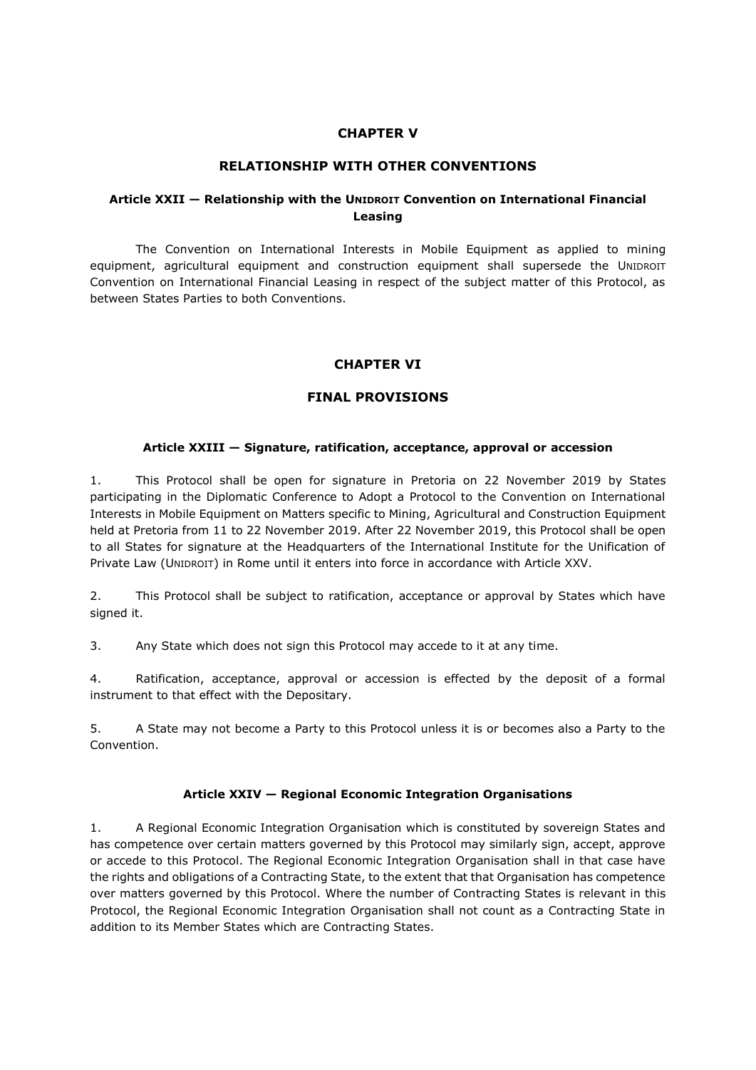## CHAPTER V

## RELATIONSHIP WITH OTHER CONVENTIONS

### Article XXII — Relationship with the UNIDROIT Convention on International Financial Leasing

The Convention on International Interests in Mobile Equipment as applied to mining equipment, agricultural equipment and construction equipment shall supersede the UNIDROIT Convention on International Financial Leasing in respect of the subject matter of this Protocol, as between States Parties to both Conventions.

## CHAPTER VI

## FINAL PROVISIONS

### Article XXIII — Signature, ratification, acceptance, approval or accession

1. This Protocol shall be open for signature in Pretoria on 22 November 2019 by States participating in the Diplomatic Conference to Adopt a Protocol to the Convention on International Interests in Mobile Equipment on Matters specific to Mining, Agricultural and Construction Equipment held at Pretoria from 11 to 22 November 2019. After 22 November 2019, this Protocol shall be open to all States for signature at the Headquarters of the International Institute for the Unification of Private Law (UNIDROIT) in Rome until it enters into force in accordance with Article XXV.

2. This Protocol shall be subject to ratification, acceptance or approval by States which have signed it.

3. Any State which does not sign this Protocol may accede to it at any time.

4. Ratification, acceptance, approval or accession is effected by the deposit of a formal instrument to that effect with the Depositary.

5. A State may not become a Party to this Protocol unless it is or becomes also a Party to the Convention.

### Article XXIV — Regional Economic Integration Organisations

1. A Regional Economic Integration Organisation which is constituted by sovereign States and has competence over certain matters governed by this Protocol may similarly sign, accept, approve or accede to this Protocol. The Regional Economic Integration Organisation shall in that case have the rights and obligations of a Contracting State, to the extent that that Organisation has competence over matters governed by this Protocol. Where the number of Contracting States is relevant in this Protocol, the Regional Economic Integration Organisation shall not count as a Contracting State in addition to its Member States which are Contracting States.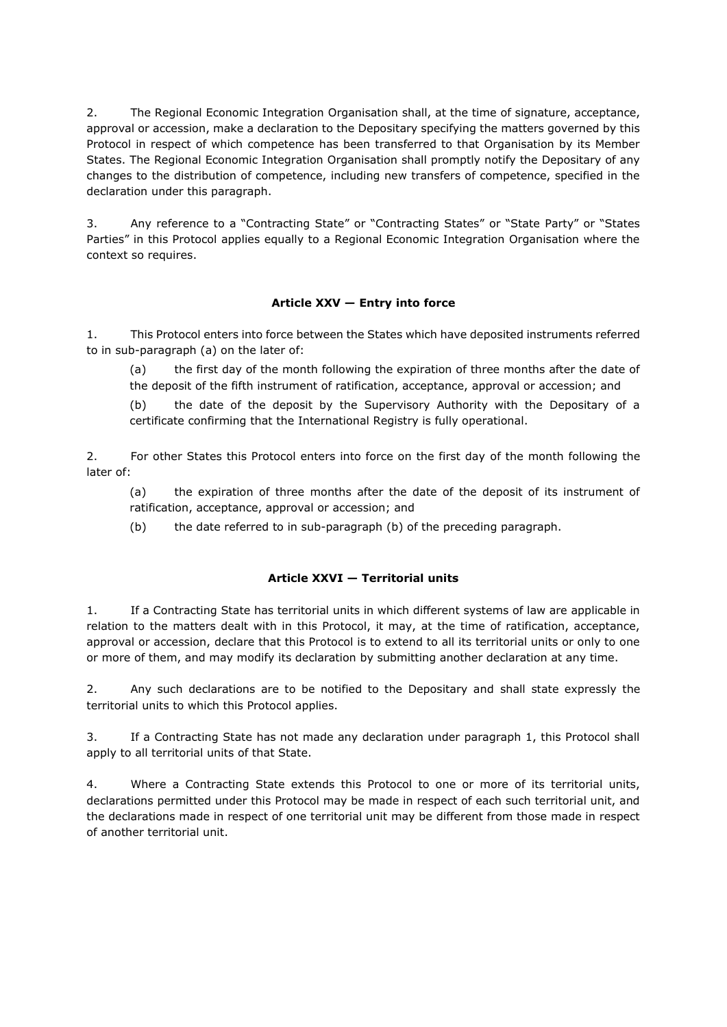2. The Regional Economic Integration Organisation shall, at the time of signature, acceptance, approval or accession, make a declaration to the Depositary specifying the matters governed by this Protocol in respect of which competence has been transferred to that Organisation by its Member States. The Regional Economic Integration Organisation shall promptly notify the Depositary of any changes to the distribution of competence, including new transfers of competence, specified in the declaration under this paragraph.

3. Any reference to a "Contracting State" or "Contracting States" or "State Party" or "States Parties" in this Protocol applies equally to a Regional Economic Integration Organisation where the context so requires.

### Article XXV — Entry into force

1. This Protocol enters into force between the States which have deposited instruments referred to in sub-paragraph (a) on the later of:

   (a) the first day of the month following the expiration of three months after the date of the deposit of the fifth instrument of ratification, acceptance, approval or accession; and

   (b) the date of the deposit by the Supervisory Authority with the Depositary of a certificate confirming that the International Registry is fully operational.

2. For other States this Protocol enters into force on the first day of the month following the later of:

   (a) the expiration of three months after the date of the deposit of its instrument of ratification, acceptance, approval or accession; and

   (b) the date referred to in sub-paragraph (b) of the preceding paragraph.

### Article XXVI — Territorial units

1. If a Contracting State has territorial units in which different systems of law are applicable in relation to the matters dealt with in this Protocol, it may, at the time of ratification, acceptance, approval or accession, declare that this Protocol is to extend to all its territorial units or only to one or more of them, and may modify its declaration by submitting another declaration at any time.

2. Any such declarations are to be notified to the Depositary and shall state expressly the territorial units to which this Protocol applies.

3. If a Contracting State has not made any declaration under paragraph 1, this Protocol shall apply to all territorial units of that State.

4. Where a Contracting State extends this Protocol to one or more of its territorial units, declarations permitted under this Protocol may be made in respect of each such territorial unit, and the declarations made in respect of one territorial unit may be different from those made in respect of another territorial unit.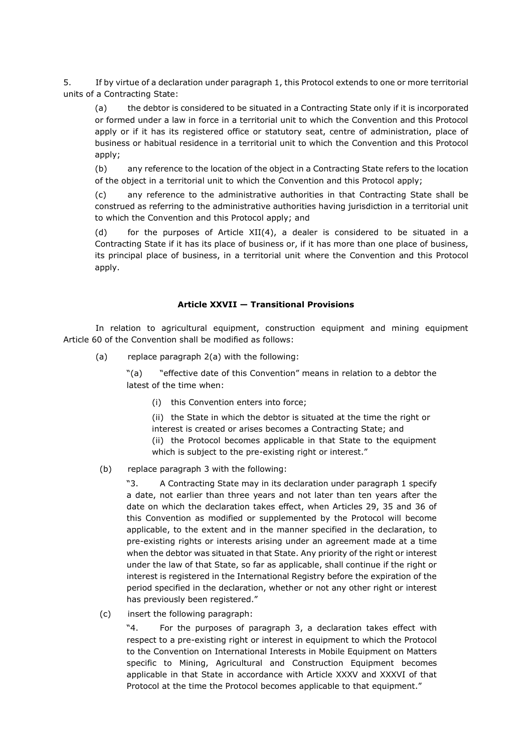5. If by virtue of a declaration under paragraph 1, this Protocol extends to one or more territorial units of a Contracting State:

(a) the debtor is considered to be situated in a Contracting State only if it is incorporated or formed under a law in force in a territorial unit to which the Convention and this Protocol apply or if it has its registered office or statutory seat, centre of administration, place of business or habitual residence in a territorial unit to which the Convention and this Protocol apply;

(b) any reference to the location of the object in a Contracting State refers to the location of the object in a territorial unit to which the Convention and this Protocol apply;

(c) any reference to the administrative authorities in that Contracting State shall be construed as referring to the administrative authorities having jurisdiction in a territorial unit to which the Convention and this Protocol apply; and

(d) for the purposes of Article XII(4), a dealer is considered to be situated in a Contracting State if it has its place of business or, if it has more than one place of business, its principal place of business, in a territorial unit where the Convention and this Protocol apply.

### Article XXVII — Transitional Provisions

In relation to agricultural equipment, construction equipment and mining equipment Article 60 of the Convention shall be modified as follows:

(a) replace paragraph 2(a) with the following:

> "(a) "effective date of this Convention" means in relation to a debtor the latest of the time when:
>
> (i) this Convention enters into force;
>
> (ii) the State in which the debtor is situated at the time the right or interest is created or arises becomes a Contracting State; and
>
> (ii) the Protocol becomes applicable in that State to the equipment which is subject to the pre-existing right or interest."

(b) replace paragraph 3 with the following:

> "3. A Contracting State may in its declaration under paragraph 1 specify a date, not earlier than three years and not later than ten years after the date on which the declaration takes effect, when Articles 29, 35 and 36 of this Convention as modified or supplemented by the Protocol will become applicable, to the extent and in the manner specified in the declaration, to pre-existing rights or interests arising under an agreement made at a time when the debtor was situated in that State. Any priority of the right or interest under the law of that State, so far as applicable, shall continue if the right or interest is registered in the International Registry before the expiration of the period specified in the declaration, whether or not any other right or interest has previously been registered."

(c) insert the following paragraph:

> "4. For the purposes of paragraph 3, a declaration takes effect with respect to a pre-existing right or interest in equipment to which the Protocol to the Convention on International Interests in Mobile Equipment on Matters specific to Mining, Agricultural and Construction Equipment becomes applicable in that State in accordance with Article XXXV and XXXVI of that Protocol at the time the Protocol becomes applicable to that equipment."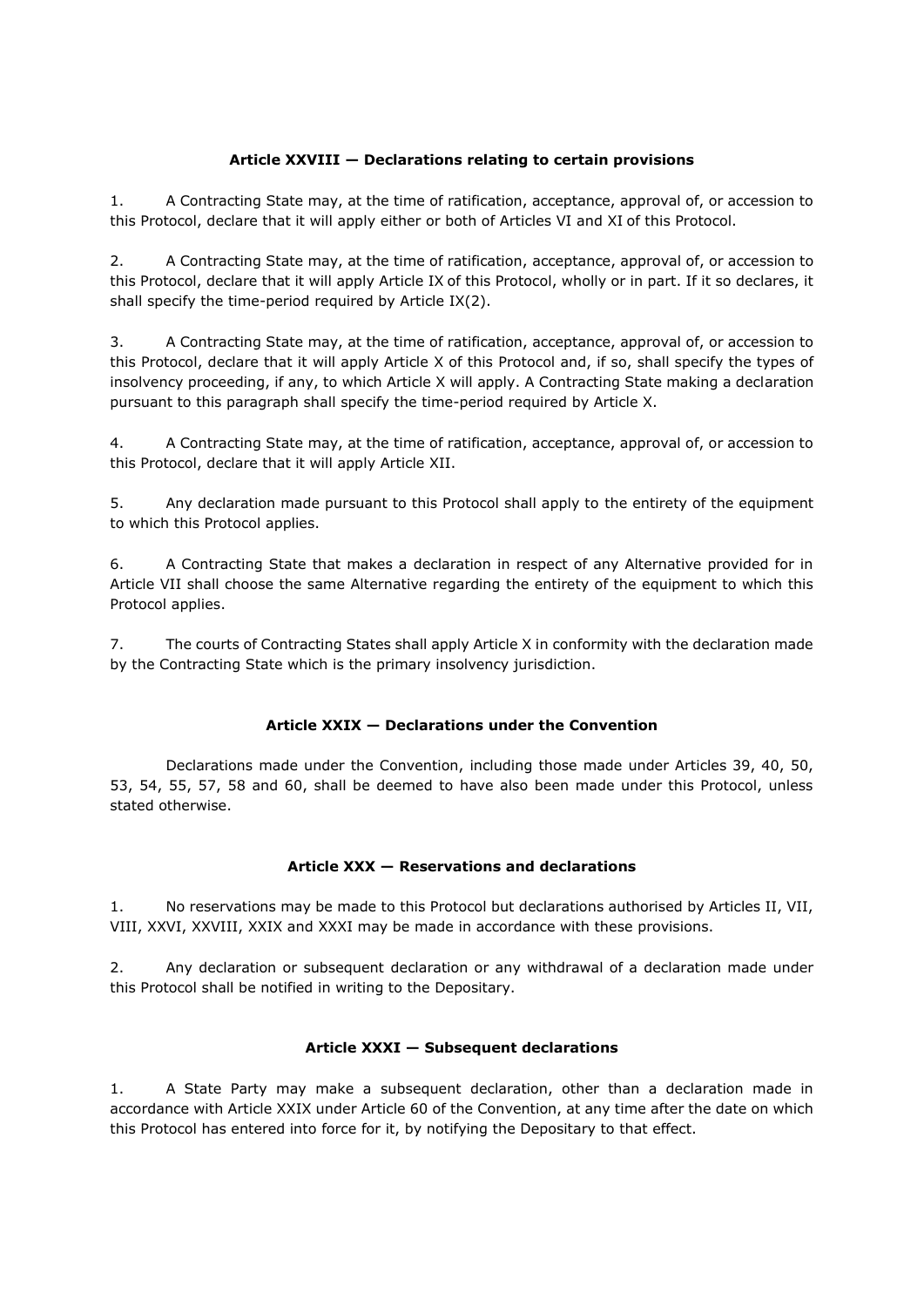#### Article XXVIII — Declarations relating to certain provisions

1. A Contracting State may, at the time of ratification, acceptance, approval of, or accession to this Protocol, declare that it will apply either or both of Articles VI and XI of this Protocol.

2. A Contracting State may, at the time of ratification, acceptance, approval of, or accession to this Protocol, declare that it will apply Article IX of this Protocol, wholly or in part. If it so declares, it shall specify the time-period required by Article IX(2).

3. A Contracting State may, at the time of ratification, acceptance, approval of, or accession to this Protocol, declare that it will apply Article X of this Protocol and, if so, shall specify the types of insolvency proceeding, if any, to which Article X will apply. A Contracting State making a declaration pursuant to this paragraph shall specify the time-period required by Article X.

4. A Contracting State may, at the time of ratification, acceptance, approval of, or accession to this Protocol, declare that it will apply Article XII.

5. Any declaration made pursuant to this Protocol shall apply to the entirety of the equipment to which this Protocol applies.

6. A Contracting State that makes a declaration in respect of any Alternative provided for in Article VII shall choose the same Alternative regarding the entirety of the equipment to which this Protocol applies.

7. The courts of Contracting States shall apply Article X in conformity with the declaration made by the Contracting State which is the primary insolvency jurisdiction.

#### Article XXIX — Declarations under the Convention

Declarations made under the Convention, including those made under Articles 39, 40, 50, 53, 54, 55, 57, 58 and 60, shall be deemed to have also been made under this Protocol, unless stated otherwise.

#### Article XXX — Reservations and declarations

1. No reservations may be made to this Protocol but declarations authorised by Articles II, VII, VIII, XXVI, XXVIII, XXIX and XXXI may be made in accordance with these provisions.

2. Any declaration or subsequent declaration or any withdrawal of a declaration made under this Protocol shall be notified in writing to the Depositary.

#### Article XXXI — Subsequent declarations

1. A State Party may make a subsequent declaration, other than a declaration made in accordance with Article XXIX under Article 60 of the Convention, at any time after the date on which this Protocol has entered into force for it, by notifying the Depositary to that effect.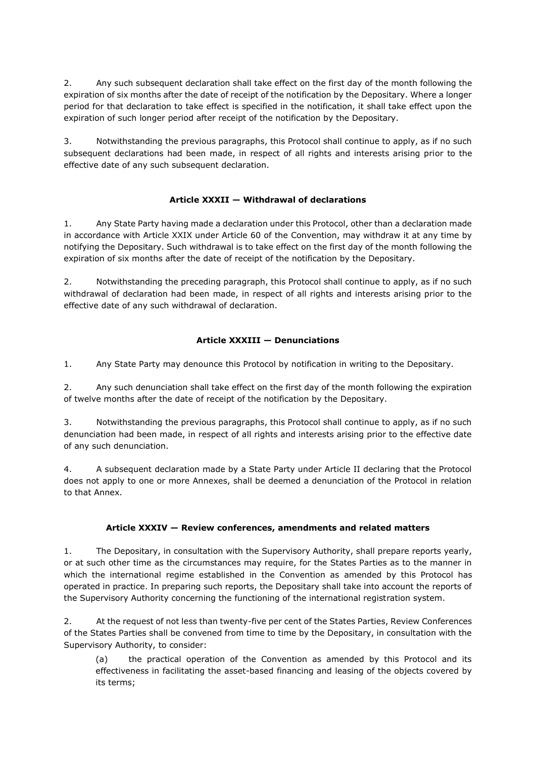2. Any such subsequent declaration shall take effect on the first day of the month following the expiration of six months after the date of receipt of the notification by the Depositary. Where a longer period for that declaration to take effect is specified in the notification, it shall take effect upon the expiration of such longer period after receipt of the notification by the Depositary.

3. Notwithstanding the previous paragraphs, this Protocol shall continue to apply, as if no such subsequent declarations had been made, in respect of all rights and interests arising prior to the effective date of any such subsequent declaration.

**Article XXXII — Withdrawal of declarations**

1. Any State Party having made a declaration under this Protocol, other than a declaration made in accordance with Article XXIX under Article 60 of the Convention, may withdraw it at any time by notifying the Depositary. Such withdrawal is to take effect on the first day of the month following the expiration of six months after the date of receipt of the notification by the Depositary.

2. Notwithstanding the preceding paragraph, this Protocol shall continue to apply, as if no such withdrawal of declaration had been made, in respect of all rights and interests arising prior to the effective date of any such withdrawal of declaration.

**Article XXXIII — Denunciations**

1. Any State Party may denounce this Protocol by notification in writing to the Depositary.

2. Any such denunciation shall take effect on the first day of the month following the expiration of twelve months after the date of receipt of the notification by the Depositary.

3. Notwithstanding the previous paragraphs, this Protocol shall continue to apply, as if no such denunciation had been made, in respect of all rights and interests arising prior to the effective date of any such denunciation.

4. A subsequent declaration made by a State Party under Article II declaring that the Protocol does not apply to one or more Annexes, shall be deemed a denunciation of the Protocol in relation to that Annex.

**Article XXXIV — Review conferences, amendments and related matters**

1. The Depositary, in consultation with the Supervisory Authority, shall prepare reports yearly, or at such other time as the circumstances may require, for the States Parties as to the manner in which the international regime established in the Convention as amended by this Protocol has operated in practice. In preparing such reports, the Depositary shall take into account the reports of the Supervisory Authority concerning the functioning of the international registration system.

2. At the request of not less than twenty-five per cent of the States Parties, Review Conferences of the States Parties shall be convened from time to time by the Depositary, in consultation with the Supervisory Authority, to consider:

(a) the practical operation of the Convention as amended by this Protocol and its effectiveness in facilitating the asset-based financing and leasing of the objects covered by its terms;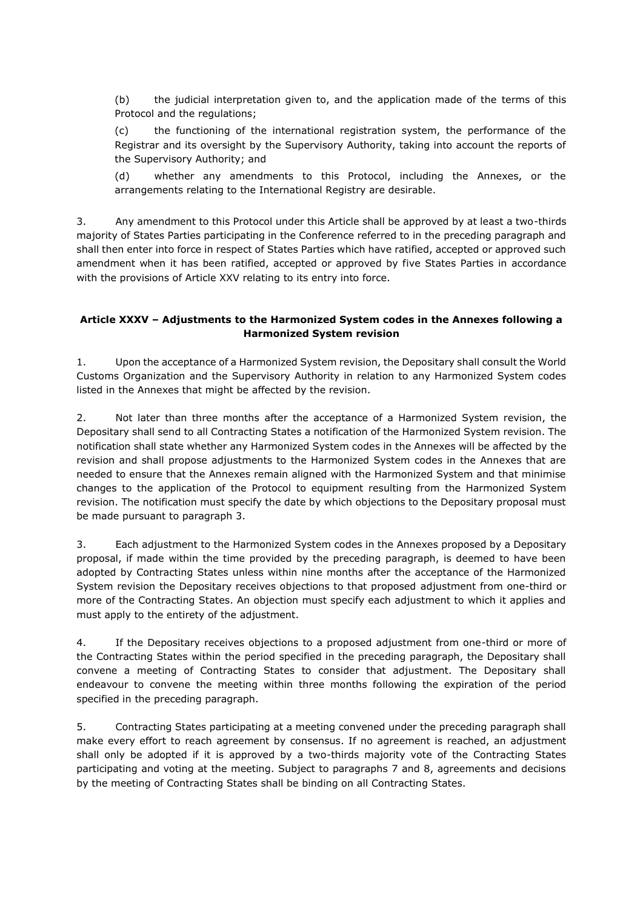(b) the judicial interpretation given to, and the application made of the terms of this Protocol and the regulations;

(c) the functioning of the international registration system, the performance of the Registrar and its oversight by the Supervisory Authority, taking into account the reports of the Supervisory Authority; and

(d) whether any amendments to this Protocol, including the Annexes, or the arrangements relating to the International Registry are desirable.

3. Any amendment to this Protocol under this Article shall be approved by at least a two-thirds majority of States Parties participating in the Conference referred to in the preceding paragraph and shall then enter into force in respect of States Parties which have ratified, accepted or approved such amendment when it has been ratified, accepted or approved by five States Parties in accordance with the provisions of Article XXV relating to its entry into force.

**Article XXXV – Adjustments to the Harmonized System codes in the Annexes following a Harmonized System revision**

1. Upon the acceptance of a Harmonized System revision, the Depositary shall consult the World Customs Organization and the Supervisory Authority in relation to any Harmonized System codes listed in the Annexes that might be affected by the revision.

2. Not later than three months after the acceptance of a Harmonized System revision, the Depositary shall send to all Contracting States a notification of the Harmonized System revision. The notification shall state whether any Harmonized System codes in the Annexes will be affected by the revision and shall propose adjustments to the Harmonized System codes in the Annexes that are needed to ensure that the Annexes remain aligned with the Harmonized System and that minimise changes to the application of the Protocol to equipment resulting from the Harmonized System revision. The notification must specify the date by which objections to the Depositary proposal must be made pursuant to paragraph 3.

3. Each adjustment to the Harmonized System codes in the Annexes proposed by a Depositary proposal, if made within the time provided by the preceding paragraph, is deemed to have been adopted by Contracting States unless within nine months after the acceptance of the Harmonized System revision the Depositary receives objections to that proposed adjustment from one-third or more of the Contracting States. An objection must specify each adjustment to which it applies and must apply to the entirety of the adjustment.

4. If the Depositary receives objections to a proposed adjustment from one-third or more of the Contracting States within the period specified in the preceding paragraph, the Depositary shall convene a meeting of Contracting States to consider that adjustment. The Depositary shall endeavour to convene the meeting within three months following the expiration of the period specified in the preceding paragraph.

5. Contracting States participating at a meeting convened under the preceding paragraph shall make every effort to reach agreement by consensus. If no agreement is reached, an adjustment shall only be adopted if it is approved by a two-thirds majority vote of the Contracting States participating and voting at the meeting. Subject to paragraphs 7 and 8, agreements and decisions by the meeting of Contracting States shall be binding on all Contracting States.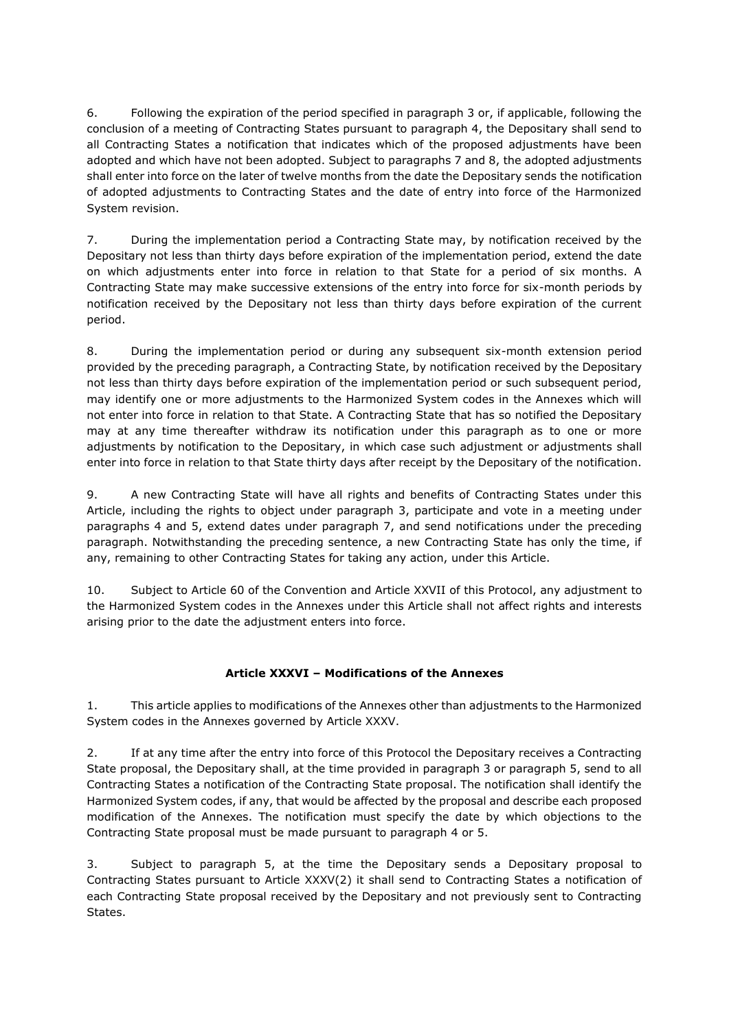6. Following the expiration of the period specified in paragraph 3 or, if applicable, following the conclusion of a meeting of Contracting States pursuant to paragraph 4, the Depositary shall send to all Contracting States a notification that indicates which of the proposed adjustments have been adopted and which have not been adopted. Subject to paragraphs 7 and 8, the adopted adjustments shall enter into force on the later of twelve months from the date the Depositary sends the notification of adopted adjustments to Contracting States and the date of entry into force of the Harmonized System revision.

7. During the implementation period a Contracting State may, by notification received by the Depositary not less than thirty days before expiration of the implementation period, extend the date on which adjustments enter into force in relation to that State for a period of six months. A Contracting State may make successive extensions of the entry into force for six-month periods by notification received by the Depositary not less than thirty days before expiration of the current period.

8. During the implementation period or during any subsequent six-month extension period provided by the preceding paragraph, a Contracting State, by notification received by the Depositary not less than thirty days before expiration of the implementation period or such subsequent period, may identify one or more adjustments to the Harmonized System codes in the Annexes which will not enter into force in relation to that State. A Contracting State that has so notified the Depositary may at any time thereafter withdraw its notification under this paragraph as to one or more adjustments by notification to the Depositary, in which case such adjustment or adjustments shall enter into force in relation to that State thirty days after receipt by the Depositary of the notification.

9. A new Contracting State will have all rights and benefits of Contracting States under this Article, including the rights to object under paragraph 3, participate and vote in a meeting under paragraphs 4 and 5, extend dates under paragraph 7, and send notifications under the preceding paragraph. Notwithstanding the preceding sentence, a new Contracting State has only the time, if any, remaining to other Contracting States for taking any action, under this Article.

10. Subject to Article 60 of the Convention and Article XXVII of this Protocol, any adjustment to the Harmonized System codes in the Annexes under this Article shall not affect rights and interests arising prior to the date the adjustment enters into force.

**Article XXXVI – Modifications of the Annexes**

1. This article applies to modifications of the Annexes other than adjustments to the Harmonized System codes in the Annexes governed by Article XXXV.

2. If at any time after the entry into force of this Protocol the Depositary receives a Contracting State proposal, the Depositary shall, at the time provided in paragraph 3 or paragraph 5, send to all Contracting States a notification of the Contracting State proposal. The notification shall identify the Harmonized System codes, if any, that would be affected by the proposal and describe each proposed modification of the Annexes. The notification must specify the date by which objections to the Contracting State proposal must be made pursuant to paragraph 4 or 5.

3. Subject to paragraph 5, at the time the Depositary sends a Depositary proposal to Contracting States pursuant to Article XXXV(2) it shall send to Contracting States a notification of each Contracting State proposal received by the Depositary and not previously sent to Contracting States.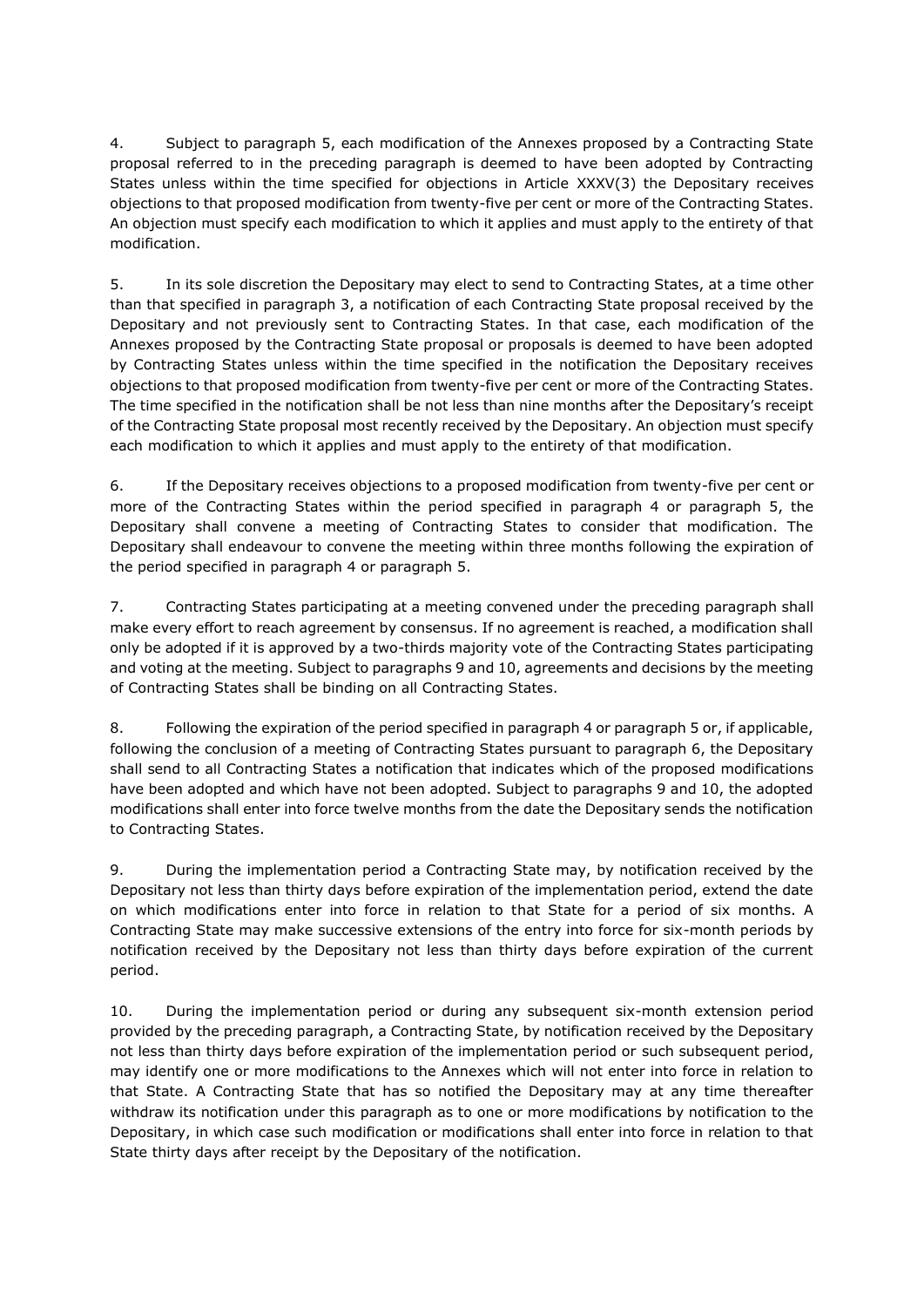4. Subject to paragraph 5, each modification of the Annexes proposed by a Contracting State proposal referred to in the preceding paragraph is deemed to have been adopted by Contracting States unless within the time specified for objections in Article XXXV(3) the Depositary receives objections to that proposed modification from twenty-five per cent or more of the Contracting States. An objection must specify each modification to which it applies and must apply to the entirety of that modification.

5. In its sole discretion the Depositary may elect to send to Contracting States, at a time other than that specified in paragraph 3, a notification of each Contracting State proposal received by the Depositary and not previously sent to Contracting States. In that case, each modification of the Annexes proposed by the Contracting State proposal or proposals is deemed to have been adopted by Contracting States unless within the time specified in the notification the Depositary receives objections to that proposed modification from twenty-five per cent or more of the Contracting States. The time specified in the notification shall be not less than nine months after the Depositary's receipt of the Contracting State proposal most recently received by the Depositary. An objection must specify each modification to which it applies and must apply to the entirety of that modification.

6. If the Depositary receives objections to a proposed modification from twenty-five per cent or more of the Contracting States within the period specified in paragraph 4 or paragraph 5, the Depositary shall convene a meeting of Contracting States to consider that modification. The Depositary shall endeavour to convene the meeting within three months following the expiration of the period specified in paragraph 4 or paragraph 5.

7. Contracting States participating at a meeting convened under the preceding paragraph shall make every effort to reach agreement by consensus. If no agreement is reached, a modification shall only be adopted if it is approved by a two-thirds majority vote of the Contracting States participating and voting at the meeting. Subject to paragraphs 9 and 10, agreements and decisions by the meeting of Contracting States shall be binding on all Contracting States.

8. Following the expiration of the period specified in paragraph 4 or paragraph 5 or, if applicable, following the conclusion of a meeting of Contracting States pursuant to paragraph 6, the Depositary shall send to all Contracting States a notification that indicates which of the proposed modifications have been adopted and which have not been adopted. Subject to paragraphs 9 and 10, the adopted modifications shall enter into force twelve months from the date the Depositary sends the notification to Contracting States.

9. During the implementation period a Contracting State may, by notification received by the Depositary not less than thirty days before expiration of the implementation period, extend the date on which modifications enter into force in relation to that State for a period of six months. A Contracting State may make successive extensions of the entry into force for six-month periods by notification received by the Depositary not less than thirty days before expiration of the current period.

10. During the implementation period or during any subsequent six-month extension period provided by the preceding paragraph, a Contracting State, by notification received by the Depositary not less than thirty days before expiration of the implementation period or such subsequent period, may identify one or more modifications to the Annexes which will not enter into force in relation to that State. A Contracting State that has so notified the Depositary may at any time thereafter withdraw its notification under this paragraph as to one or more modifications by notification to the Depositary, in which case such modification or modifications shall enter into force in relation to that State thirty days after receipt by the Depositary of the notification.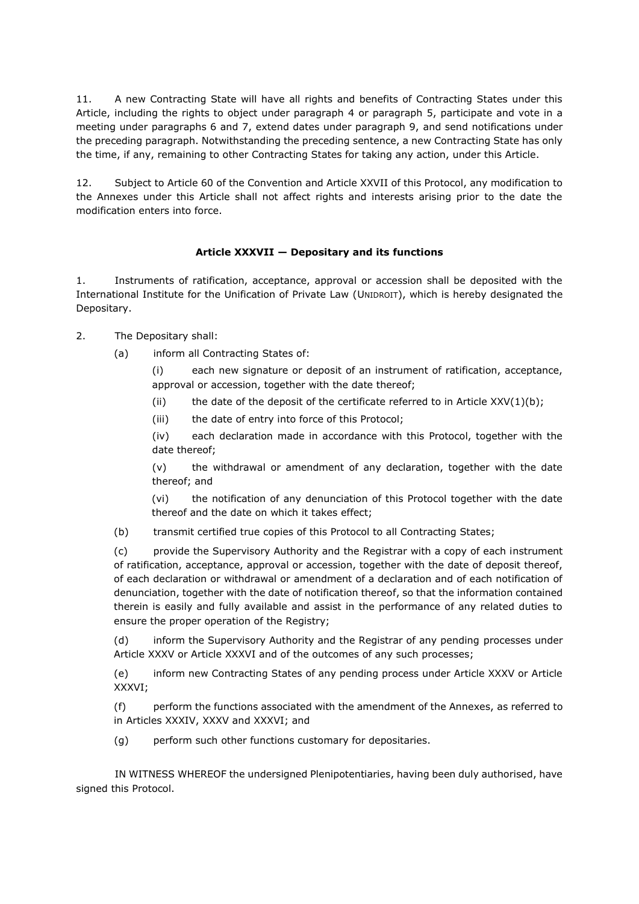11. A new Contracting State will have all rights and benefits of Contracting States under this Article, including the rights to object under paragraph 4 or paragraph 5, participate and vote in a meeting under paragraphs 6 and 7, extend dates under paragraph 9, and send notifications under the preceding paragraph. Notwithstanding the preceding sentence, a new Contracting State has only the time, if any, remaining to other Contracting States for taking any action, under this Article.

12. Subject to Article 60 of the Convention and Article XXVII of this Protocol, any modification to the Annexes under this Article shall not affect rights and interests arising prior to the date the modification enters into force.

### Article XXXVII — Depositary and its functions

1. Instruments of ratification, acceptance, approval or accession shall be deposited with the International Institute for the Unification of Private Law (UNIDROIT), which is hereby designated the Depositary.

2. The Depositary shall:

   (a) inform all Contracting States of:

      (i) each new signature or deposit of an instrument of ratification, acceptance, approval or accession, together with the date thereof;

      (ii) the date of the deposit of the certificate referred to in Article XXV(1)(b);

      (iii) the date of entry into force of this Protocol;

      (iv) each declaration made in accordance with this Protocol, together with the date thereof;

      (v) the withdrawal or amendment of any declaration, together with the date thereof; and

      (vi) the notification of any denunciation of this Protocol together with the date thereof and the date on which it takes effect;

   (b) transmit certified true copies of this Protocol to all Contracting States;

   (c) provide the Supervisory Authority and the Registrar with a copy of each instrument of ratification, acceptance, approval or accession, together with the date of deposit thereof, of each declaration or withdrawal or amendment of a declaration and of each notification of denunciation, together with the date of notification thereof, so that the information contained therein is easily and fully available and assist in the performance of any related duties to ensure the proper operation of the Registry;

   (d) inform the Supervisory Authority and the Registrar of any pending processes under Article XXXV or Article XXXVI and of the outcomes of any such processes;

   (e) inform new Contracting States of any pending process under Article XXXV or Article XXXVI;

   (f) perform the functions associated with the amendment of the Annexes, as referred to in Articles XXXIV, XXXV and XXXVI; and

   (g) perform such other functions customary for depositaries.

IN WITNESS WHEREOF the undersigned Plenipotentiaries, having been duly authorised, have signed this Protocol.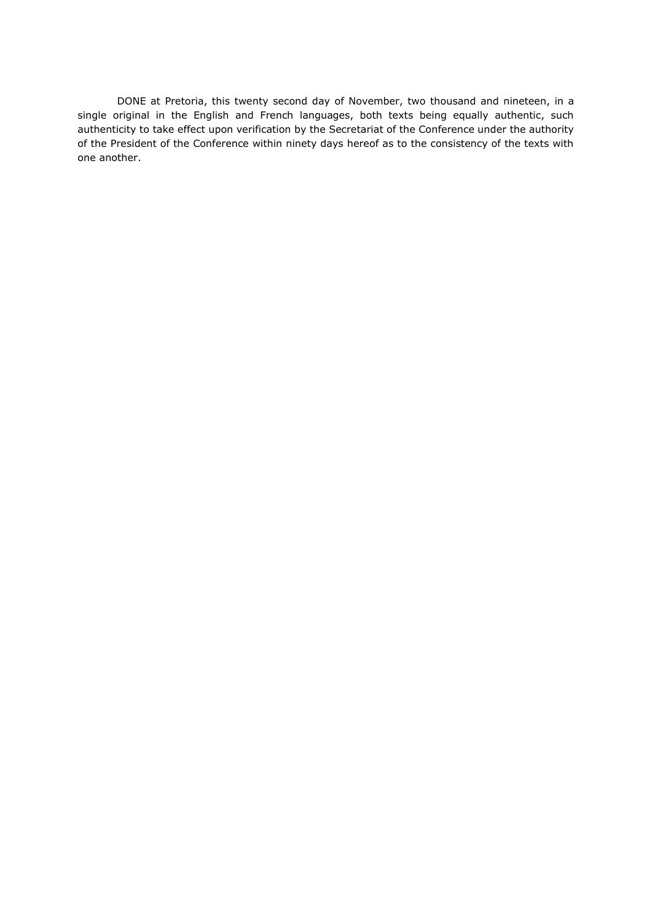DONE at Pretoria, this twenty second day of November, two thousand and nineteen, in a single original in the English and French languages, both texts being equally authentic, such authenticity to take effect upon verification by the Secretariat of the Conference under the authority of the President of the Conference within ninety days hereof as to the consistency of the texts with one another.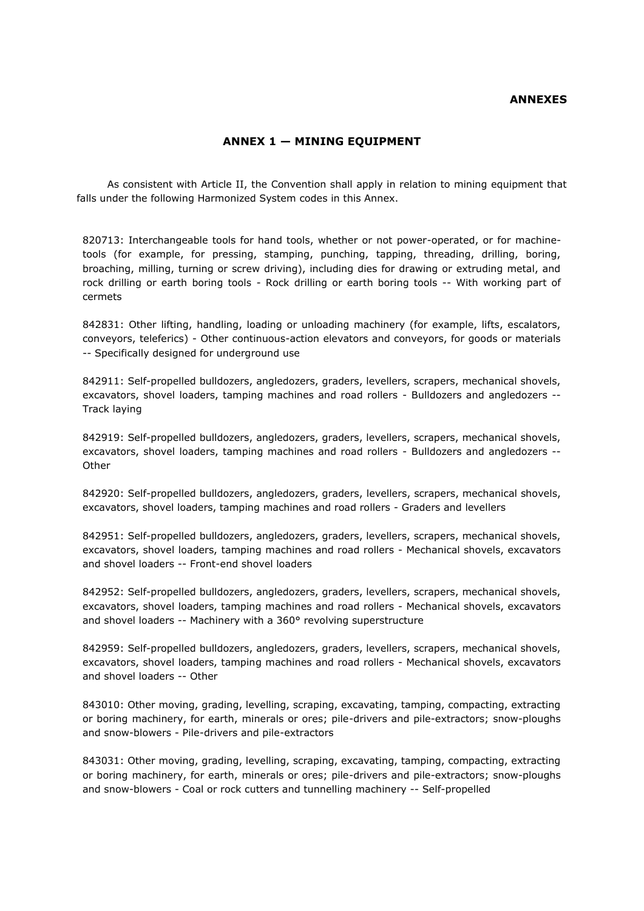# ANNEXES

## ANNEX 1 — MINING EQUIPMENT

As consistent with Article II, the Convention shall apply in relation to mining equipment that falls under the following Harmonized System codes in this Annex.

820713: Interchangeable tools for hand tools, whether or not power-operated, or for machine-tools (for example, for pressing, stamping, punching, tapping, threading, drilling, boring, broaching, milling, turning or screw driving), including dies for drawing or extruding metal, and rock drilling or earth boring tools - Rock drilling or earth boring tools -- With working part of cermets

842831: Other lifting, handling, loading or unloading machinery (for example, lifts, escalators, conveyors, teleferics) - Other continuous-action elevators and conveyors, for goods or materials -- Specifically designed for underground use

842911: Self-propelled bulldozers, angledozers, graders, levellers, scrapers, mechanical shovels, excavators, shovel loaders, tamping machines and road rollers - Bulldozers and angledozers -- Track laying

842919: Self-propelled bulldozers, angledozers, graders, levellers, scrapers, mechanical shovels, excavators, shovel loaders, tamping machines and road rollers - Bulldozers and angledozers -- Other

842920: Self-propelled bulldozers, angledozers, graders, levellers, scrapers, mechanical shovels, excavators, shovel loaders, tamping machines and road rollers - Graders and levellers

842951: Self-propelled bulldozers, angledozers, graders, levellers, scrapers, mechanical shovels, excavators, shovel loaders, tamping machines and road rollers - Mechanical shovels, excavators and shovel loaders -- Front-end shovel loaders

842952: Self-propelled bulldozers, angledozers, graders, levellers, scrapers, mechanical shovels, excavators, shovel loaders, tamping machines and road rollers - Mechanical shovels, excavators and shovel loaders -- Machinery with a 360° revolving superstructure

842959: Self-propelled bulldozers, angledozers, graders, levellers, scrapers, mechanical shovels, excavators, shovel loaders, tamping machines and road rollers - Mechanical shovels, excavators and shovel loaders -- Other

843010: Other moving, grading, levelling, scraping, excavating, tamping, compacting, extracting or boring machinery, for earth, minerals or ores; pile-drivers and pile-extractors; snow-ploughs and snow-blowers - Pile-drivers and pile-extractors

843031: Other moving, grading, levelling, scraping, excavating, tamping, compacting, extracting or boring machinery, for earth, minerals or ores; pile-drivers and pile-extractors; snow-ploughs and snow-blowers - Coal or rock cutters and tunnelling machinery -- Self-propelled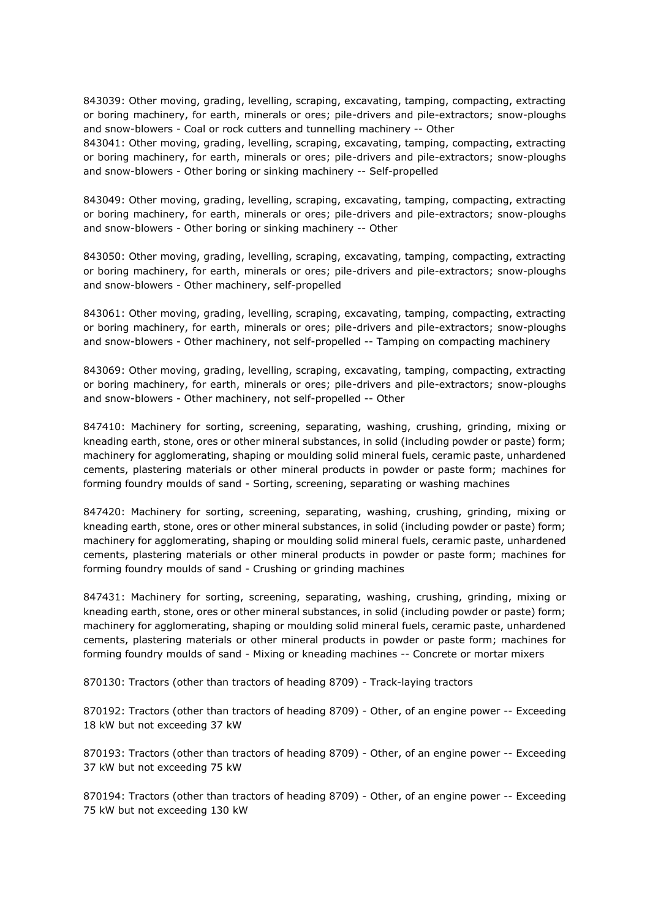843039: Other moving, grading, levelling, scraping, excavating, tamping, compacting, extracting or boring machinery, for earth, minerals or ores; pile-drivers and pile-extractors; snow-ploughs and snow-blowers - Coal or rock cutters and tunnelling machinery -- Other
843041: Other moving, grading, levelling, scraping, excavating, tamping, compacting, extracting or boring machinery, for earth, minerals or ores; pile-drivers and pile-extractors; snow-ploughs and snow-blowers - Other boring or sinking machinery -- Self-propelled

843049: Other moving, grading, levelling, scraping, excavating, tamping, compacting, extracting or boring machinery, for earth, minerals or ores; pile-drivers and pile-extractors; snow-ploughs and snow-blowers - Other boring or sinking machinery -- Other

843050: Other moving, grading, levelling, scraping, excavating, tamping, compacting, extracting or boring machinery, for earth, minerals or ores; pile-drivers and pile-extractors; snow-ploughs and snow-blowers - Other machinery, self-propelled

843061: Other moving, grading, levelling, scraping, excavating, tamping, compacting, extracting or boring machinery, for earth, minerals or ores; pile-drivers and pile-extractors; snow-ploughs and snow-blowers - Other machinery, not self-propelled -- Tamping on compacting machinery

843069: Other moving, grading, levelling, scraping, excavating, tamping, compacting, extracting or boring machinery, for earth, minerals or ores; pile-drivers and pile-extractors; snow-ploughs and snow-blowers - Other machinery, not self-propelled -- Other

847410: Machinery for sorting, screening, separating, washing, crushing, grinding, mixing or kneading earth, stone, ores or other mineral substances, in solid (including powder or paste) form; machinery for agglomerating, shaping or moulding solid mineral fuels, ceramic paste, unhardened cements, plastering materials or other mineral products in powder or paste form; machines for forming foundry moulds of sand - Sorting, screening, separating or washing machines

847420: Machinery for sorting, screening, separating, washing, crushing, grinding, mixing or kneading earth, stone, ores or other mineral substances, in solid (including powder or paste) form; machinery for agglomerating, shaping or moulding solid mineral fuels, ceramic paste, unhardened cements, plastering materials or other mineral products in powder or paste form; machines for forming foundry moulds of sand - Crushing or grinding machines

847431: Machinery for sorting, screening, separating, washing, crushing, grinding, mixing or kneading earth, stone, ores or other mineral substances, in solid (including powder or paste) form; machinery for agglomerating, shaping or moulding solid mineral fuels, ceramic paste, unhardened cements, plastering materials or other mineral products in powder or paste form; machines for forming foundry moulds of sand - Mixing or kneading machines -- Concrete or mortar mixers

870130: Tractors (other than tractors of heading 8709) - Track-laying tractors

870192: Tractors (other than tractors of heading 8709) - Other, of an engine power -- Exceeding 18 kW but not exceeding 37 kW

870193: Tractors (other than tractors of heading 8709) - Other, of an engine power -- Exceeding 37 kW but not exceeding 75 kW

870194: Tractors (other than tractors of heading 8709) - Other, of an engine power -- Exceeding 75 kW but not exceeding 130 kW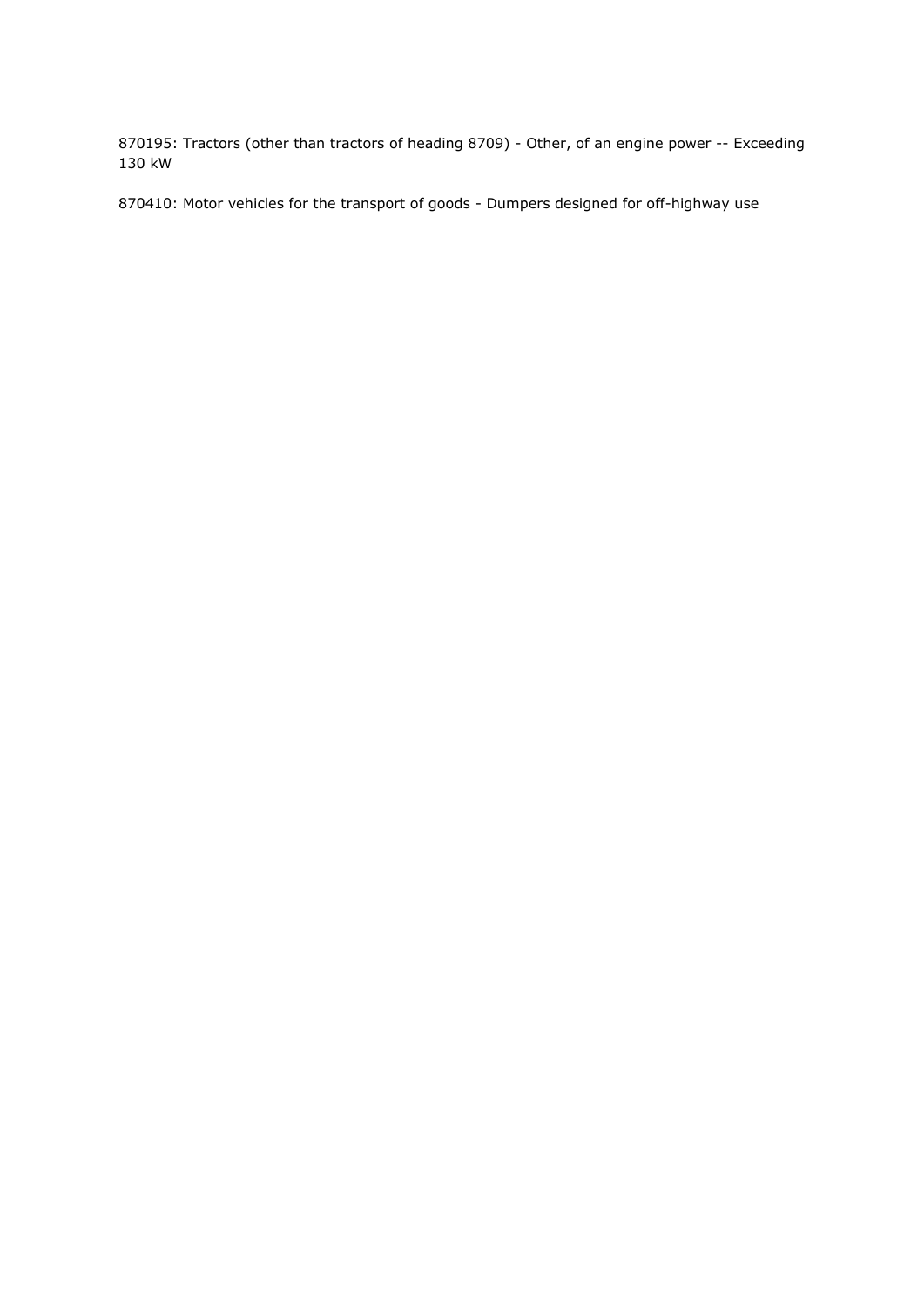870195: Tractors (other than tractors of heading 8709) - Other, of an engine power -- Exceeding 130 kW

870410: Motor vehicles for the transport of goods - Dumpers designed for off-highway use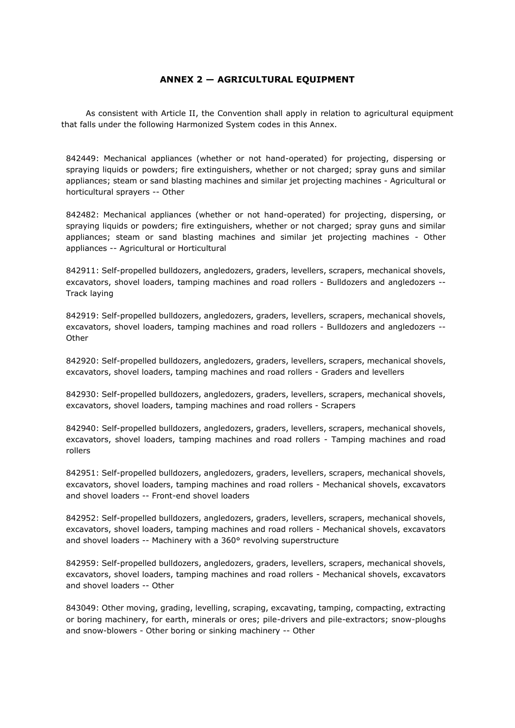## ANNEX 2 — AGRICULTURAL EQUIPMENT

As consistent with Article II, the Convention shall apply in relation to agricultural equipment that falls under the following Harmonized System codes in this Annex.

842449: Mechanical appliances (whether or not hand-operated) for projecting, dispersing or spraying liquids or powders; fire extinguishers, whether or not charged; spray guns and similar appliances; steam or sand blasting machines and similar jet projecting machines - Agricultural or horticultural sprayers -- Other

842482: Mechanical appliances (whether or not hand-operated) for projecting, dispersing, or spraying liquids or powders; fire extinguishers, whether or not charged; spray guns and similar appliances; steam or sand blasting machines and similar jet projecting machines - Other appliances -- Agricultural or Horticultural

842911: Self-propelled bulldozers, angledozers, graders, levellers, scrapers, mechanical shovels, excavators, shovel loaders, tamping machines and road rollers - Bulldozers and angledozers -- Track laying

842919: Self-propelled bulldozers, angledozers, graders, levellers, scrapers, mechanical shovels, excavators, shovel loaders, tamping machines and road rollers - Bulldozers and angledozers -- Other

842920: Self-propelled bulldozers, angledozers, graders, levellers, scrapers, mechanical shovels, excavators, shovel loaders, tamping machines and road rollers - Graders and levellers

842930: Self-propelled bulldozers, angledozers, graders, levellers, scrapers, mechanical shovels, excavators, shovel loaders, tamping machines and road rollers - Scrapers

842940: Self-propelled bulldozers, angledozers, graders, levellers, scrapers, mechanical shovels, excavators, shovel loaders, tamping machines and road rollers - Tamping machines and road rollers

842951: Self-propelled bulldozers, angledozers, graders, levellers, scrapers, mechanical shovels, excavators, shovel loaders, tamping machines and road rollers - Mechanical shovels, excavators and shovel loaders -- Front-end shovel loaders

842952: Self-propelled bulldozers, angledozers, graders, levellers, scrapers, mechanical shovels, excavators, shovel loaders, tamping machines and road rollers - Mechanical shovels, excavators and shovel loaders -- Machinery with a 360° revolving superstructure

842959: Self-propelled bulldozers, angledozers, graders, levellers, scrapers, mechanical shovels, excavators, shovel loaders, tamping machines and road rollers - Mechanical shovels, excavators and shovel loaders -- Other

843049: Other moving, grading, levelling, scraping, excavating, tamping, compacting, extracting or boring machinery, for earth, minerals or ores; pile-drivers and pile-extractors; snow-ploughs and snow-blowers - Other boring or sinking machinery -- Other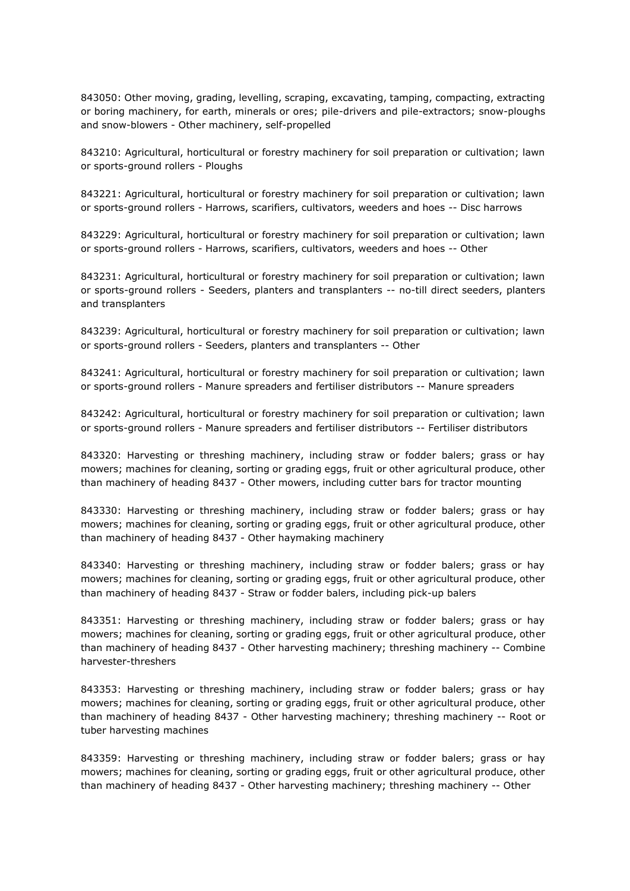843050: Other moving, grading, levelling, scraping, excavating, tamping, compacting, extracting or boring machinery, for earth, minerals or ores; pile-drivers and pile-extractors; snow-ploughs and snow-blowers - Other machinery, self-propelled

843210: Agricultural, horticultural or forestry machinery for soil preparation or cultivation; lawn or sports-ground rollers - Ploughs

843221: Agricultural, horticultural or forestry machinery for soil preparation or cultivation; lawn or sports-ground rollers - Harrows, scarifiers, cultivators, weeders and hoes -- Disc harrows

843229: Agricultural, horticultural or forestry machinery for soil preparation or cultivation; lawn or sports-ground rollers - Harrows, scarifiers, cultivators, weeders and hoes -- Other

843231: Agricultural, horticultural or forestry machinery for soil preparation or cultivation; lawn or sports-ground rollers - Seeders, planters and transplanters -- no-till direct seeders, planters and transplanters

843239: Agricultural, horticultural or forestry machinery for soil preparation or cultivation; lawn or sports-ground rollers - Seeders, planters and transplanters -- Other

843241: Agricultural, horticultural or forestry machinery for soil preparation or cultivation; lawn or sports-ground rollers - Manure spreaders and fertiliser distributors -- Manure spreaders

843242: Agricultural, horticultural or forestry machinery for soil preparation or cultivation; lawn or sports-ground rollers - Manure spreaders and fertiliser distributors -- Fertiliser distributors

843320: Harvesting or threshing machinery, including straw or fodder balers; grass or hay mowers; machines for cleaning, sorting or grading eggs, fruit or other agricultural produce, other than machinery of heading 8437 - Other mowers, including cutter bars for tractor mounting

843330: Harvesting or threshing machinery, including straw or fodder balers; grass or hay mowers; machines for cleaning, sorting or grading eggs, fruit or other agricultural produce, other than machinery of heading 8437 - Other haymaking machinery

843340: Harvesting or threshing machinery, including straw or fodder balers; grass or hay mowers; machines for cleaning, sorting or grading eggs, fruit or other agricultural produce, other than machinery of heading 8437 - Straw or fodder balers, including pick-up balers

843351: Harvesting or threshing machinery, including straw or fodder balers; grass or hay mowers; machines for cleaning, sorting or grading eggs, fruit or other agricultural produce, other than machinery of heading 8437 - Other harvesting machinery; threshing machinery -- Combine harvester-threshers

843353: Harvesting or threshing machinery, including straw or fodder balers; grass or hay mowers; machines for cleaning, sorting or grading eggs, fruit or other agricultural produce, other than machinery of heading 8437 - Other harvesting machinery; threshing machinery -- Root or tuber harvesting machines

843359: Harvesting or threshing machinery, including straw or fodder balers; grass or hay mowers; machines for cleaning, sorting or grading eggs, fruit or other agricultural produce, other than machinery of heading 8437 - Other harvesting machinery; threshing machinery -- Other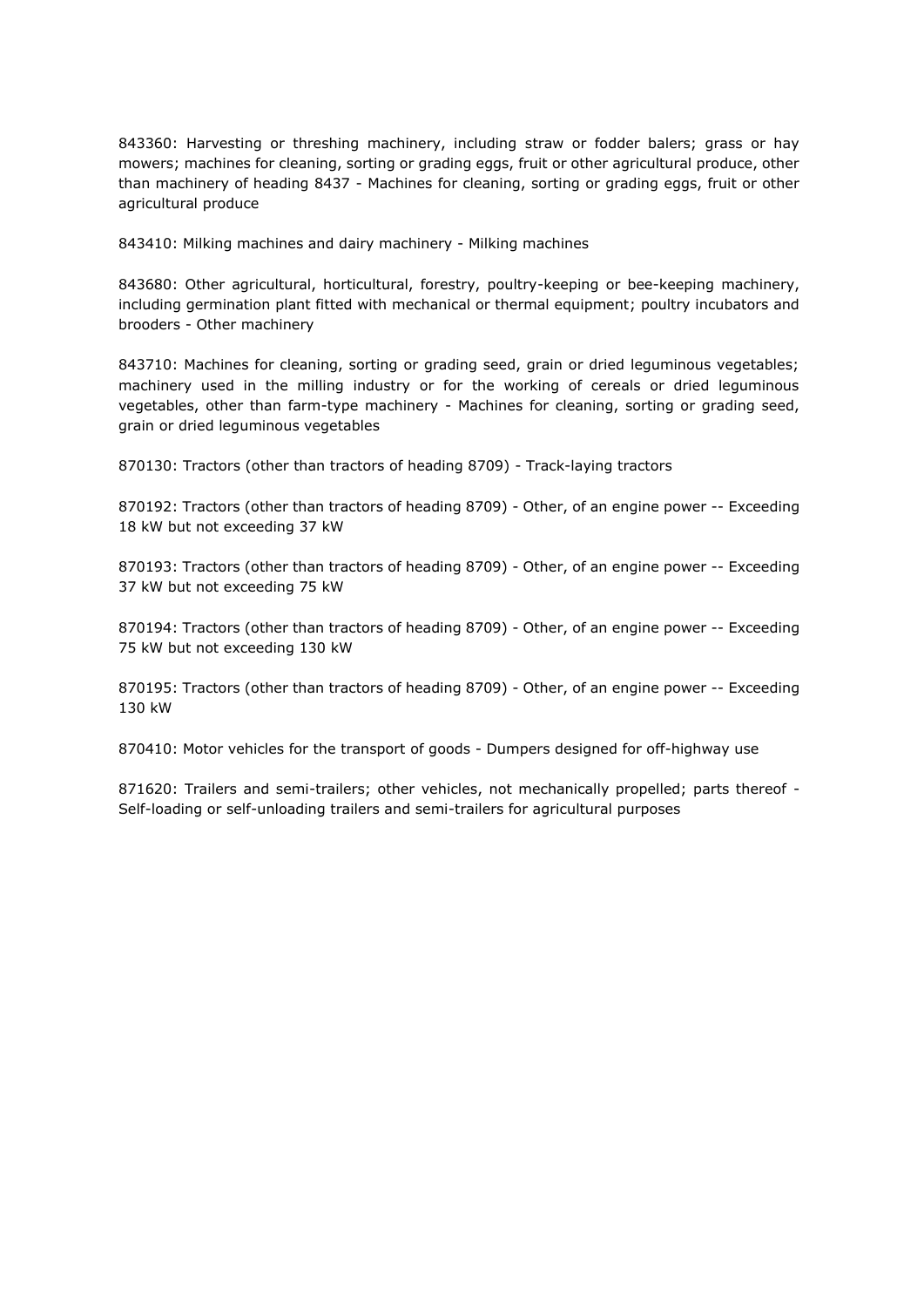843360: Harvesting or threshing machinery, including straw or fodder balers; grass or hay mowers; machines for cleaning, sorting or grading eggs, fruit or other agricultural produce, other than machinery of heading 8437 - Machines for cleaning, sorting or grading eggs, fruit or other agricultural produce

843410: Milking machines and dairy machinery - Milking machines

843680: Other agricultural, horticultural, forestry, poultry-keeping or bee-keeping machinery, including germination plant fitted with mechanical or thermal equipment; poultry incubators and brooders - Other machinery

843710: Machines for cleaning, sorting or grading seed, grain or dried leguminous vegetables; machinery used in the milling industry or for the working of cereals or dried leguminous vegetables, other than farm-type machinery - Machines for cleaning, sorting or grading seed, grain or dried leguminous vegetables

870130: Tractors (other than tractors of heading 8709) - Track-laying tractors

870192: Tractors (other than tractors of heading 8709) - Other, of an engine power -- Exceeding 18 kW but not exceeding 37 kW

870193: Tractors (other than tractors of heading 8709) - Other, of an engine power -- Exceeding 37 kW but not exceeding 75 kW

870194: Tractors (other than tractors of heading 8709) - Other, of an engine power -- Exceeding 75 kW but not exceeding 130 kW

870195: Tractors (other than tractors of heading 8709) - Other, of an engine power -- Exceeding 130 kW

870410: Motor vehicles for the transport of goods - Dumpers designed for off-highway use

871620: Trailers and semi-trailers; other vehicles, not mechanically propelled; parts thereof - Self-loading or self-unloading trailers and semi-trailers for agricultural purposes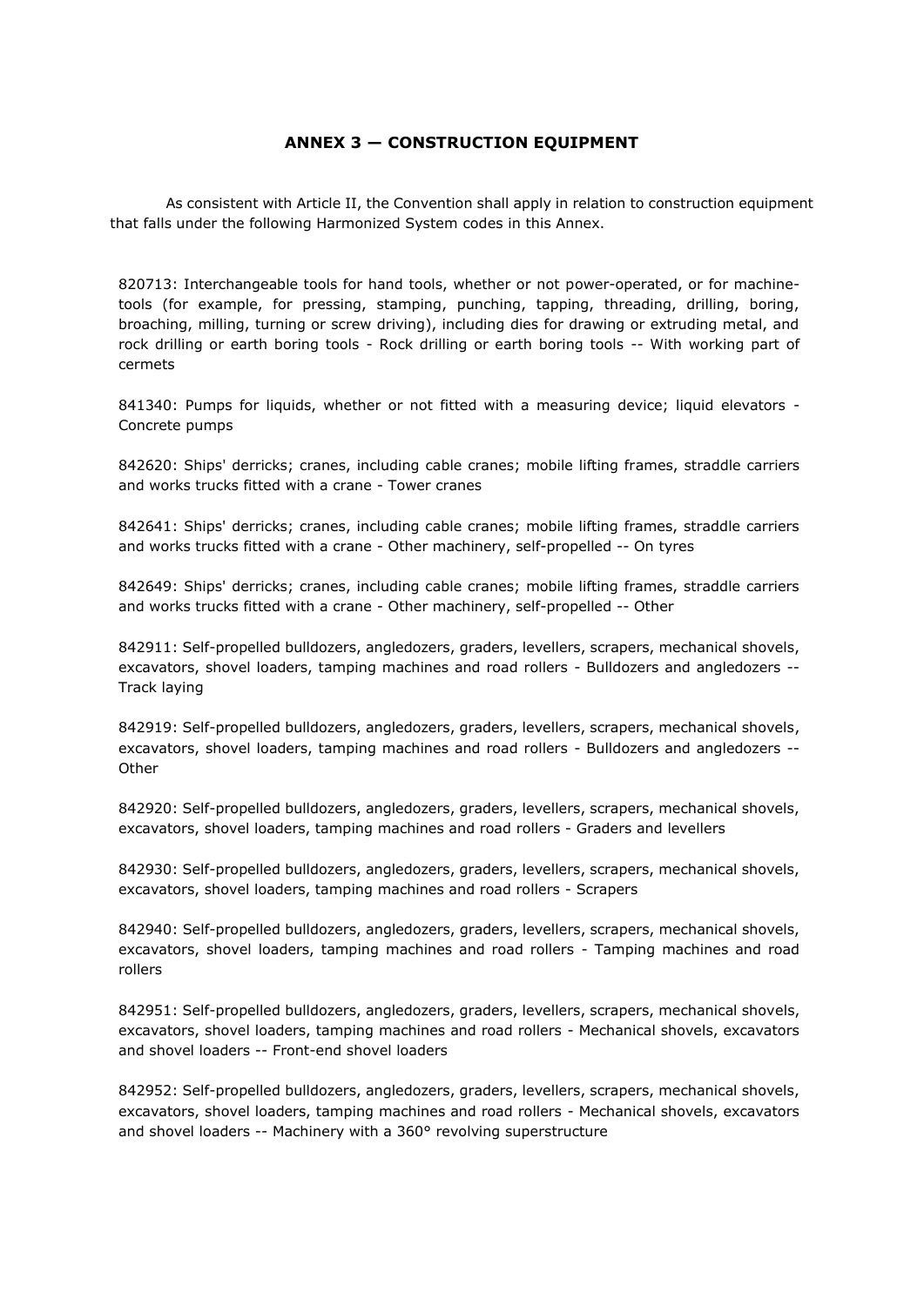## ANNEX 3 — CONSTRUCTION EQUIPMENT

As consistent with Article II, the Convention shall apply in relation to construction equipment that falls under the following Harmonized System codes in this Annex.

820713: Interchangeable tools for hand tools, whether or not power-operated, or for machine-tools (for example, for pressing, stamping, punching, tapping, threading, drilling, boring, broaching, milling, turning or screw driving), including dies for drawing or extruding metal, and rock drilling or earth boring tools - Rock drilling or earth boring tools -- With working part of cermets

841340: Pumps for liquids, whether or not fitted with a measuring device; liquid elevators - Concrete pumps

842620: Ships' derricks; cranes, including cable cranes; mobile lifting frames, straddle carriers and works trucks fitted with a crane - Tower cranes

842641: Ships' derricks; cranes, including cable cranes; mobile lifting frames, straddle carriers and works trucks fitted with a crane - Other machinery, self-propelled -- On tyres

842649: Ships' derricks; cranes, including cable cranes; mobile lifting frames, straddle carriers and works trucks fitted with a crane - Other machinery, self-propelled -- Other

842911: Self-propelled bulldozers, angledozers, graders, levellers, scrapers, mechanical shovels, excavators, shovel loaders, tamping machines and road rollers - Bulldozers and angledozers -- Track laying

842919: Self-propelled bulldozers, angledozers, graders, levellers, scrapers, mechanical shovels, excavators, shovel loaders, tamping machines and road rollers - Bulldozers and angledozers -- Other

842920: Self-propelled bulldozers, angledozers, graders, levellers, scrapers, mechanical shovels, excavators, shovel loaders, tamping machines and road rollers - Graders and levellers

842930: Self-propelled bulldozers, angledozers, graders, levellers, scrapers, mechanical shovels, excavators, shovel loaders, tamping machines and road rollers - Scrapers

842940: Self-propelled bulldozers, angledozers, graders, levellers, scrapers, mechanical shovels, excavators, shovel loaders, tamping machines and road rollers - Tamping machines and road rollers

842951: Self-propelled bulldozers, angledozers, graders, levellers, scrapers, mechanical shovels, excavators, shovel loaders, tamping machines and road rollers - Mechanical shovels, excavators and shovel loaders -- Front-end shovel loaders

842952: Self-propelled bulldozers, angledozers, graders, levellers, scrapers, mechanical shovels, excavators, shovel loaders, tamping machines and road rollers - Mechanical shovels, excavators and shovel loaders -- Machinery with a 360° revolving superstructure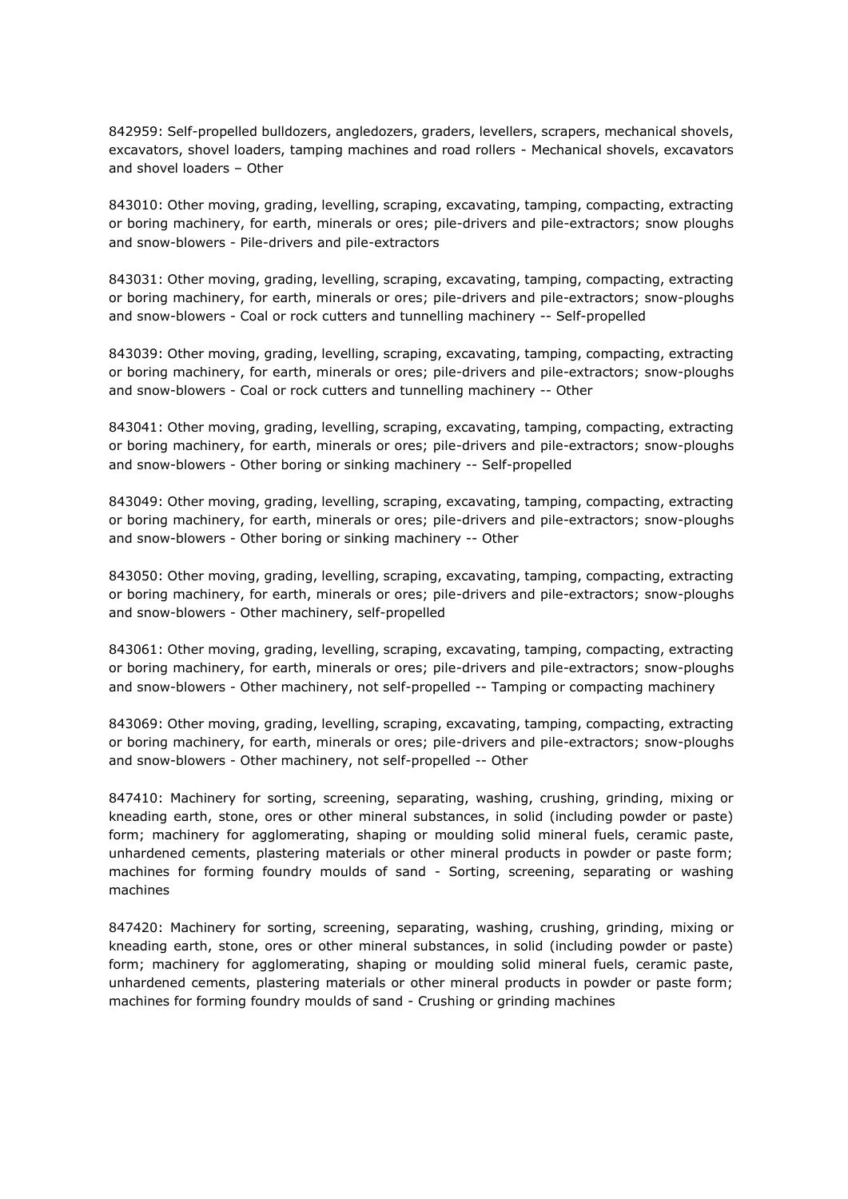842959: Self-propelled bulldozers, angledozers, graders, levellers, scrapers, mechanical shovels, excavators, shovel loaders, tamping machines and road rollers - Mechanical shovels, excavators and shovel loaders – Other

843010: Other moving, grading, levelling, scraping, excavating, tamping, compacting, extracting or boring machinery, for earth, minerals or ores; pile-drivers and pile-extractors; snow ploughs and snow-blowers - Pile-drivers and pile-extractors

843031: Other moving, grading, levelling, scraping, excavating, tamping, compacting, extracting or boring machinery, for earth, minerals or ores; pile-drivers and pile-extractors; snow-ploughs and snow-blowers - Coal or rock cutters and tunnelling machinery -- Self-propelled

843039: Other moving, grading, levelling, scraping, excavating, tamping, compacting, extracting or boring machinery, for earth, minerals or ores; pile-drivers and pile-extractors; snow-ploughs and snow-blowers - Coal or rock cutters and tunnelling machinery -- Other

843041: Other moving, grading, levelling, scraping, excavating, tamping, compacting, extracting or boring machinery, for earth, minerals or ores; pile-drivers and pile-extractors; snow-ploughs and snow-blowers - Other boring or sinking machinery -- Self-propelled

843049: Other moving, grading, levelling, scraping, excavating, tamping, compacting, extracting or boring machinery, for earth, minerals or ores; pile-drivers and pile-extractors; snow-ploughs and snow-blowers - Other boring or sinking machinery -- Other

843050: Other moving, grading, levelling, scraping, excavating, tamping, compacting, extracting or boring machinery, for earth, minerals or ores; pile-drivers and pile-extractors; snow-ploughs and snow-blowers - Other machinery, self-propelled

843061: Other moving, grading, levelling, scraping, excavating, tamping, compacting, extracting or boring machinery, for earth, minerals or ores; pile-drivers and pile-extractors; snow-ploughs and snow-blowers - Other machinery, not self-propelled -- Tamping or compacting machinery

843069: Other moving, grading, levelling, scraping, excavating, tamping, compacting, extracting or boring machinery, for earth, minerals or ores; pile-drivers and pile-extractors; snow-ploughs and snow-blowers - Other machinery, not self-propelled -- Other

847410: Machinery for sorting, screening, separating, washing, crushing, grinding, mixing or kneading earth, stone, ores or other mineral substances, in solid (including powder or paste) form; machinery for agglomerating, shaping or moulding solid mineral fuels, ceramic paste, unhardened cements, plastering materials or other mineral products in powder or paste form; machines for forming foundry moulds of sand - Sorting, screening, separating or washing machines

847420: Machinery for sorting, screening, separating, washing, crushing, grinding, mixing or kneading earth, stone, ores or other mineral substances, in solid (including powder or paste) form; machinery for agglomerating, shaping or moulding solid mineral fuels, ceramic paste, unhardened cements, plastering materials or other mineral products in powder or paste form; machines for forming foundry moulds of sand - Crushing or grinding machines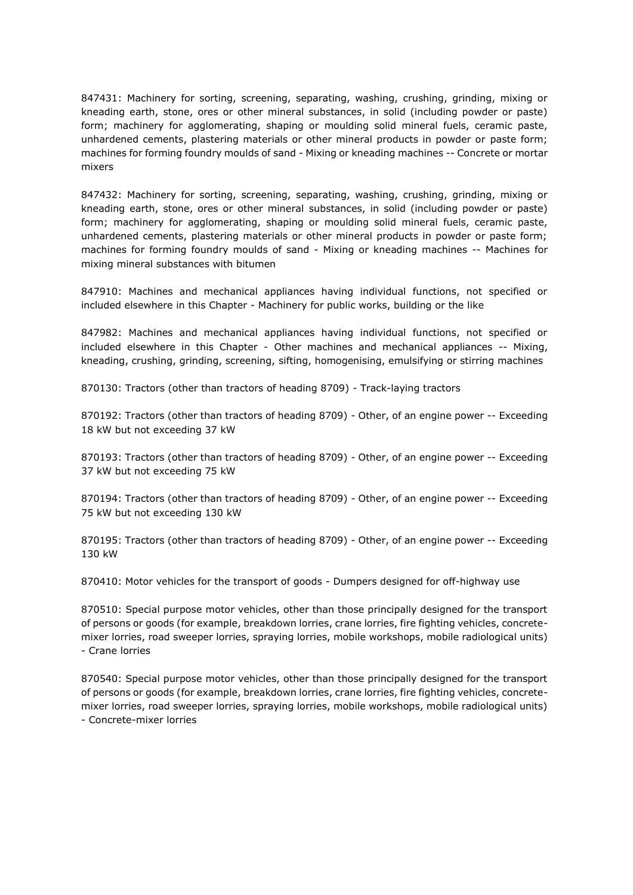847431: Machinery for sorting, screening, separating, washing, crushing, grinding, mixing or kneading earth, stone, ores or other mineral substances, in solid (including powder or paste) form; machinery for agglomerating, shaping or moulding solid mineral fuels, ceramic paste, unhardened cements, plastering materials or other mineral products in powder or paste form; machines for forming foundry moulds of sand - Mixing or kneading machines -- Concrete or mortar mixers

847432: Machinery for sorting, screening, separating, washing, crushing, grinding, mixing or kneading earth, stone, ores or other mineral substances, in solid (including powder or paste) form; machinery for agglomerating, shaping or moulding solid mineral fuels, ceramic paste, unhardened cements, plastering materials or other mineral products in powder or paste form; machines for forming foundry moulds of sand - Mixing or kneading machines -- Machines for mixing mineral substances with bitumen

847910: Machines and mechanical appliances having individual functions, not specified or included elsewhere in this Chapter - Machinery for public works, building or the like

847982: Machines and mechanical appliances having individual functions, not specified or included elsewhere in this Chapter - Other machines and mechanical appliances -- Mixing, kneading, crushing, grinding, screening, sifting, homogenising, emulsifying or stirring machines

870130: Tractors (other than tractors of heading 8709) - Track-laying tractors

870192: Tractors (other than tractors of heading 8709) - Other, of an engine power -- Exceeding 18 kW but not exceeding 37 kW

870193: Tractors (other than tractors of heading 8709) - Other, of an engine power -- Exceeding 37 kW but not exceeding 75 kW

870194: Tractors (other than tractors of heading 8709) - Other, of an engine power -- Exceeding 75 kW but not exceeding 130 kW

870195: Tractors (other than tractors of heading 8709) - Other, of an engine power -- Exceeding 130 kW

870410: Motor vehicles for the transport of goods - Dumpers designed for off-highway use

870510: Special purpose motor vehicles, other than those principally designed for the transport of persons or goods (for example, breakdown lorries, crane lorries, fire fighting vehicles, concrete-mixer lorries, road sweeper lorries, spraying lorries, mobile workshops, mobile radiological units) - Crane lorries

870540: Special purpose motor vehicles, other than those principally designed for the transport of persons or goods (for example, breakdown lorries, crane lorries, fire fighting vehicles, concrete-mixer lorries, road sweeper lorries, spraying lorries, mobile workshops, mobile radiological units) - Concrete-mixer lorries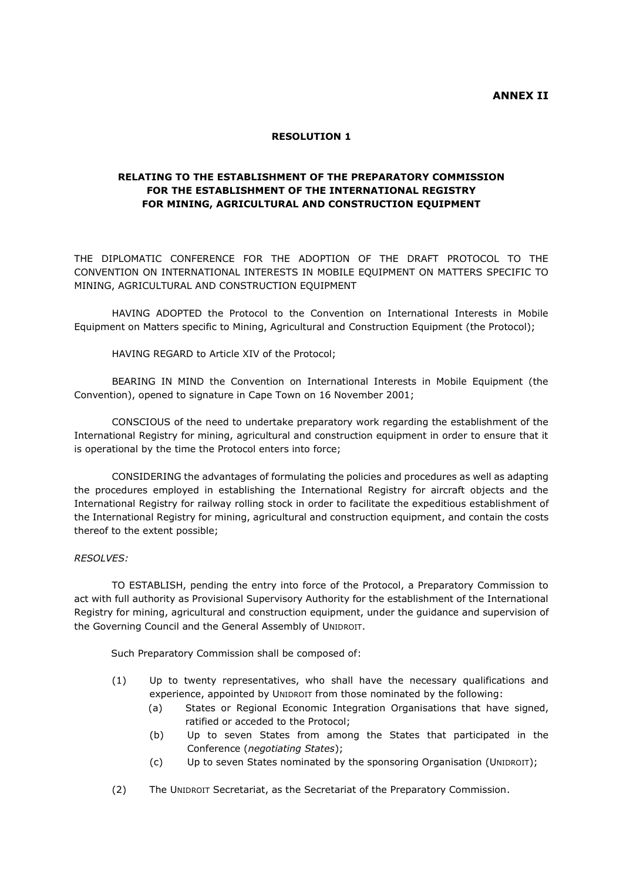**ANNEX II**

**RESOLUTION 1**

**RELATING TO THE ESTABLISHMENT OF THE PREPARATORY COMMISSION FOR THE ESTABLISHMENT OF THE INTERNATIONAL REGISTRY FOR MINING, AGRICULTURAL AND CONSTRUCTION EQUIPMENT**

THE DIPLOMATIC CONFERENCE FOR THE ADOPTION OF THE DRAFT PROTOCOL TO THE CONVENTION ON INTERNATIONAL INTERESTS IN MOBILE EQUIPMENT ON MATTERS SPECIFIC TO MINING, AGRICULTURAL AND CONSTRUCTION EQUIPMENT

HAVING ADOPTED the Protocol to the Convention on International Interests in Mobile Equipment on Matters specific to Mining, Agricultural and Construction Equipment (the Protocol);

HAVING REGARD to Article XIV of the Protocol;

BEARING IN MIND the Convention on International Interests in Mobile Equipment (the Convention), opened to signature in Cape Town on 16 November 2001;

CONSCIOUS of the need to undertake preparatory work regarding the establishment of the International Registry for mining, agricultural and construction equipment in order to ensure that it is operational by the time the Protocol enters into force;

CONSIDERING the advantages of formulating the policies and procedures as well as adapting the procedures employed in establishing the International Registry for aircraft objects and the International Registry for railway rolling stock in order to facilitate the expeditious establishment of the International Registry for mining, agricultural and construction equipment, and contain the costs thereof to the extent possible;

*RESOLVES:*

TO ESTABLISH, pending the entry into force of the Protocol, a Preparatory Commission to act with full authority as Provisional Supervisory Authority for the establishment of the International Registry for mining, agricultural and construction equipment, under the guidance and supervision of the Governing Council and the General Assembly of UNIDROIT.

Such Preparatory Commission shall be composed of:

(1) Up to twenty representatives, who shall have the necessary qualifications and experience, appointed by UNIDROIT from those nominated by the following:
   - (a) States or Regional Economic Integration Organisations that have signed, ratified or acceded to the Protocol;
   - (b) Up to seven States from among the States that participated in the Conference (*negotiating States*);
   - (c) Up to seven States nominated by the sponsoring Organisation (UNIDROIT);

(2) The UNIDROIT Secretariat, as the Secretariat of the Preparatory Commission.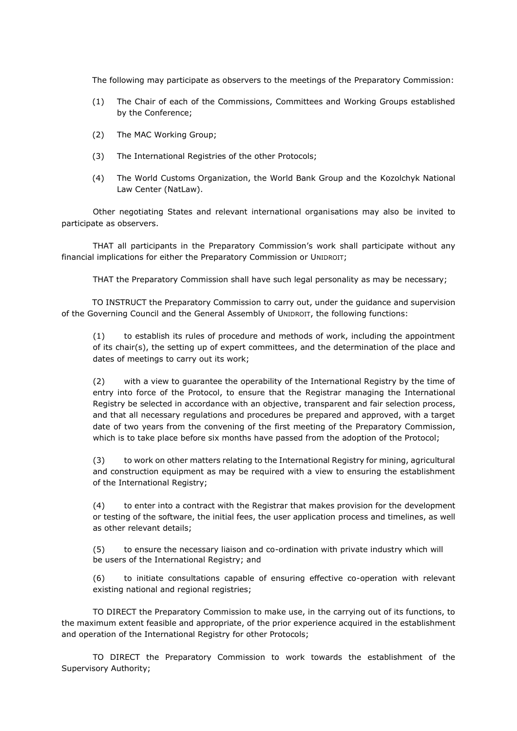The following may participate as observers to the meetings of the Preparatory Commission:

(1) The Chair of each of the Commissions, Committees and Working Groups established by the Conference;

(2) The MAC Working Group;

(3) The International Registries of the other Protocols;

(4) The World Customs Organization, the World Bank Group and the Kozolchyk National Law Center (NatLaw).

Other negotiating States and relevant international organisations may also be invited to participate as observers.

THAT all participants in the Preparatory Commission's work shall participate without any financial implications for either the Preparatory Commission or UNIDROIT;

THAT the Preparatory Commission shall have such legal personality as may be necessary;

TO INSTRUCT the Preparatory Commission to carry out, under the guidance and supervision of the Governing Council and the General Assembly of UNIDROIT, the following functions:

(1) to establish its rules of procedure and methods of work, including the appointment of its chair(s), the setting up of expert committees, and the determination of the place and dates of meetings to carry out its work;

(2) with a view to guarantee the operability of the International Registry by the time of entry into force of the Protocol, to ensure that the Registrar managing the International Registry be selected in accordance with an objective, transparent and fair selection process, and that all necessary regulations and procedures be prepared and approved, with a target date of two years from the convening of the first meeting of the Preparatory Commission, which is to take place before six months have passed from the adoption of the Protocol;

(3) to work on other matters relating to the International Registry for mining, agricultural and construction equipment as may be required with a view to ensuring the establishment of the International Registry;

(4) to enter into a contract with the Registrar that makes provision for the development or testing of the software, the initial fees, the user application process and timelines, as well as other relevant details;

(5) to ensure the necessary liaison and co-ordination with private industry which will be users of the International Registry; and

(6) to initiate consultations capable of ensuring effective co-operation with relevant existing national and regional registries;

TO DIRECT the Preparatory Commission to make use, in the carrying out of its functions, to the maximum extent feasible and appropriate, of the prior experience acquired in the establishment and operation of the International Registry for other Protocols;

TO DIRECT the Preparatory Commission to work towards the establishment of the Supervisory Authority;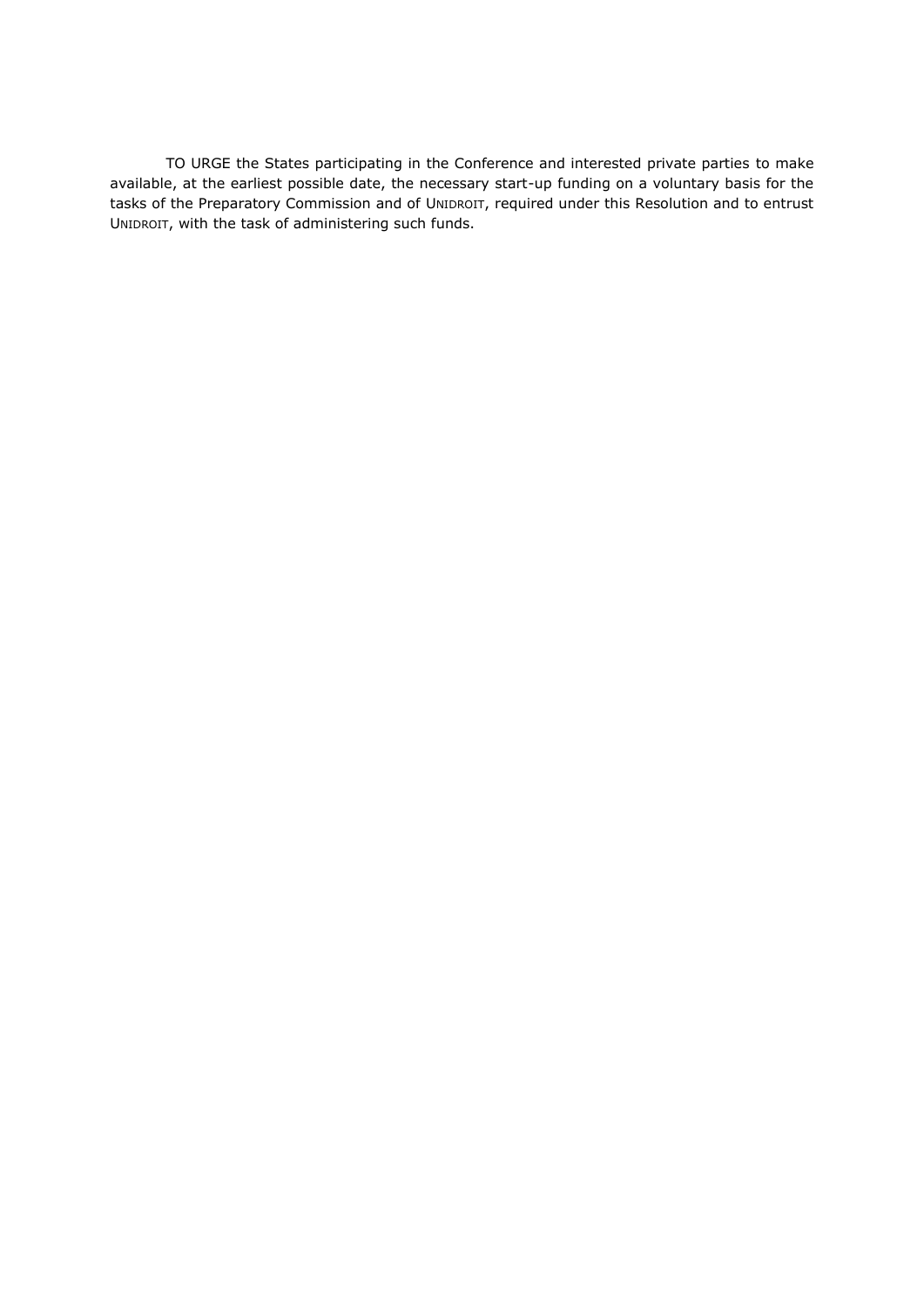TO URGE the States participating in the Conference and interested private parties to make available, at the earliest possible date, the necessary start-up funding on a voluntary basis for the tasks of the Preparatory Commission and of UNIDROIT, required under this Resolution and to entrust UNIDROIT, with the task of administering such funds.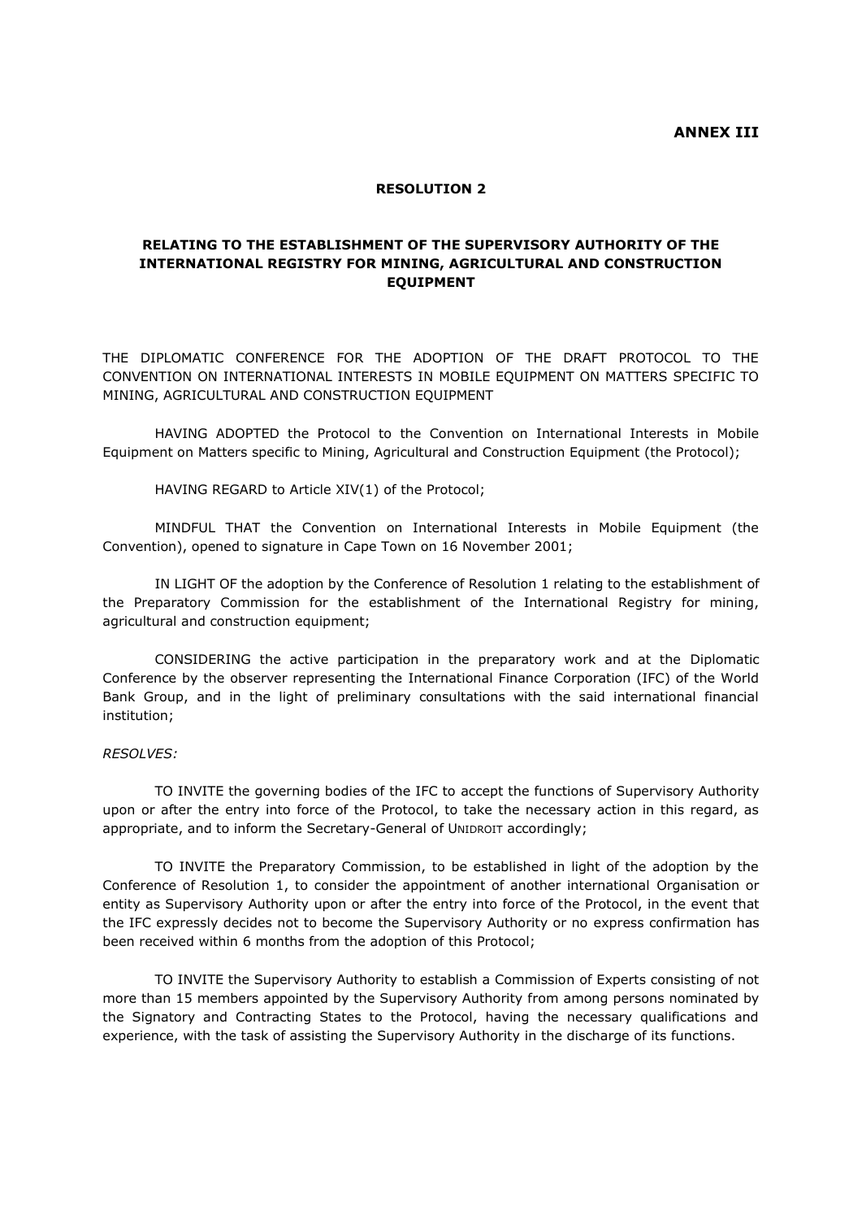**ANNEX III**

**RESOLUTION 2**

**RELATING TO THE ESTABLISHMENT OF THE SUPERVISORY AUTHORITY OF THE INTERNATIONAL REGISTRY FOR MINING, AGRICULTURAL AND CONSTRUCTION EQUIPMENT**

THE DIPLOMATIC CONFERENCE FOR THE ADOPTION OF THE DRAFT PROTOCOL TO THE CONVENTION ON INTERNATIONAL INTERESTS IN MOBILE EQUIPMENT ON MATTERS SPECIFIC TO MINING, AGRICULTURAL AND CONSTRUCTION EQUIPMENT

HAVING ADOPTED the Protocol to the Convention on International Interests in Mobile Equipment on Matters specific to Mining, Agricultural and Construction Equipment (the Protocol);

HAVING REGARD to Article XIV(1) of the Protocol;

MINDFUL THAT the Convention on International Interests in Mobile Equipment (the Convention), opened to signature in Cape Town on 16 November 2001;

IN LIGHT OF the adoption by the Conference of Resolution 1 relating to the establishment of the Preparatory Commission for the establishment of the International Registry for mining, agricultural and construction equipment;

CONSIDERING the active participation in the preparatory work and at the Diplomatic Conference by the observer representing the International Finance Corporation (IFC) of the World Bank Group, and in the light of preliminary consultations with the said international financial institution;

*RESOLVES:*

TO INVITE the governing bodies of the IFC to accept the functions of Supervisory Authority upon or after the entry into force of the Protocol, to take the necessary action in this regard, as appropriate, and to inform the Secretary-General of UNIDROIT accordingly;

TO INVITE the Preparatory Commission, to be established in light of the adoption by the Conference of Resolution 1, to consider the appointment of another international Organisation or entity as Supervisory Authority upon or after the entry into force of the Protocol, in the event that the IFC expressly decides not to become the Supervisory Authority or no express confirmation has been received within 6 months from the adoption of this Protocol;

TO INVITE the Supervisory Authority to establish a Commission of Experts consisting of not more than 15 members appointed by the Supervisory Authority from among persons nominated by the Signatory and Contracting States to the Protocol, having the necessary qualifications and experience, with the task of assisting the Supervisory Authority in the discharge of its functions.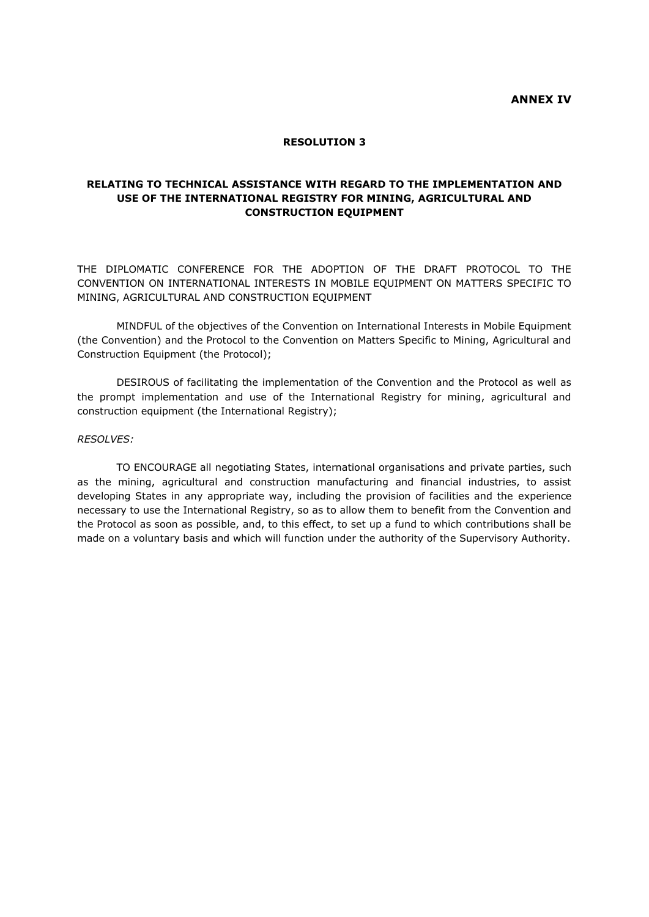**ANNEX IV**

**RESOLUTION 3**

**RELATING TO TECHNICAL ASSISTANCE WITH REGARD TO THE IMPLEMENTATION AND USE OF THE INTERNATIONAL REGISTRY FOR MINING, AGRICULTURAL AND CONSTRUCTION EQUIPMENT**

THE DIPLOMATIC CONFERENCE FOR THE ADOPTION OF THE DRAFT PROTOCOL TO THE CONVENTION ON INTERNATIONAL INTERESTS IN MOBILE EQUIPMENT ON MATTERS SPECIFIC TO MINING, AGRICULTURAL AND CONSTRUCTION EQUIPMENT

MINDFUL of the objectives of the Convention on International Interests in Mobile Equipment (the Convention) and the Protocol to the Convention on Matters Specific to Mining, Agricultural and Construction Equipment (the Protocol);

DESIROUS of facilitating the implementation of the Convention and the Protocol as well as the prompt implementation and use of the International Registry for mining, agricultural and construction equipment (the International Registry);

*RESOLVES:*

TO ENCOURAGE all negotiating States, international organisations and private parties, such as the mining, agricultural and construction manufacturing and financial industries, to assist developing States in any appropriate way, including the provision of facilities and the experience necessary to use the International Registry, so as to allow them to benefit from the Convention and the Protocol as soon as possible, and, to this effect, to set up a fund to which contributions shall be made on a voluntary basis and which will function under the authority of the Supervisory Authority.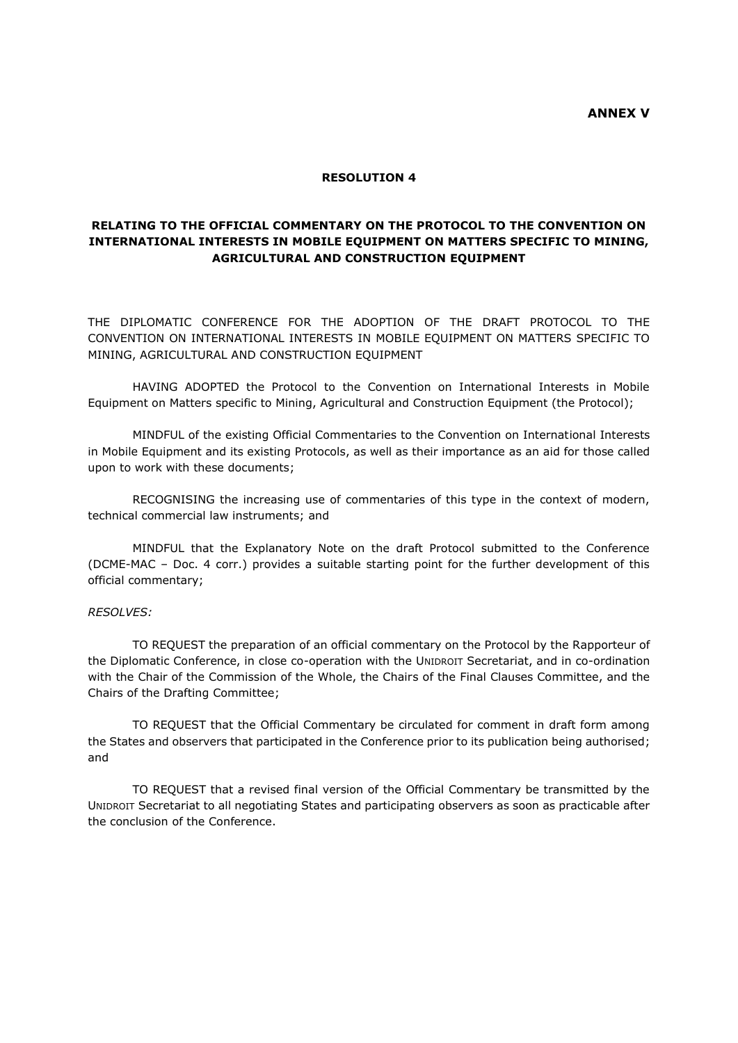**ANNEX V**

## RESOLUTION 4

## RELATING TO THE OFFICIAL COMMENTARY ON THE PROTOCOL TO THE CONVENTION ON INTERNATIONAL INTERESTS IN MOBILE EQUIPMENT ON MATTERS SPECIFIC TO MINING, AGRICULTURAL AND CONSTRUCTION EQUIPMENT

THE DIPLOMATIC CONFERENCE FOR THE ADOPTION OF THE DRAFT PROTOCOL TO THE CONVENTION ON INTERNATIONAL INTERESTS IN MOBILE EQUIPMENT ON MATTERS SPECIFIC TO MINING, AGRICULTURAL AND CONSTRUCTION EQUIPMENT

HAVING ADOPTED the Protocol to the Convention on International Interests in Mobile Equipment on Matters specific to Mining, Agricultural and Construction Equipment (the Protocol);

MINDFUL of the existing Official Commentaries to the Convention on International Interests in Mobile Equipment and its existing Protocols, as well as their importance as an aid for those called upon to work with these documents;

RECOGNISING the increasing use of commentaries of this type in the context of modern, technical commercial law instruments; and

MINDFUL that the Explanatory Note on the draft Protocol submitted to the Conference (DCME-MAC – Doc. 4 corr.) provides a suitable starting point for the further development of this official commentary;

*RESOLVES:*

TO REQUEST the preparation of an official commentary on the Protocol by the Rapporteur of the Diplomatic Conference, in close co-operation with the UNIDROIT Secretariat, and in co-ordination with the Chair of the Commission of the Whole, the Chairs of the Final Clauses Committee, and the Chairs of the Drafting Committee;

TO REQUEST that the Official Commentary be circulated for comment in draft form among the States and observers that participated in the Conference prior to its publication being authorised; and

TO REQUEST that a revised final version of the Official Commentary be transmitted by the UNIDROIT Secretariat to all negotiating States and participating observers as soon as practicable after the conclusion of the Conference.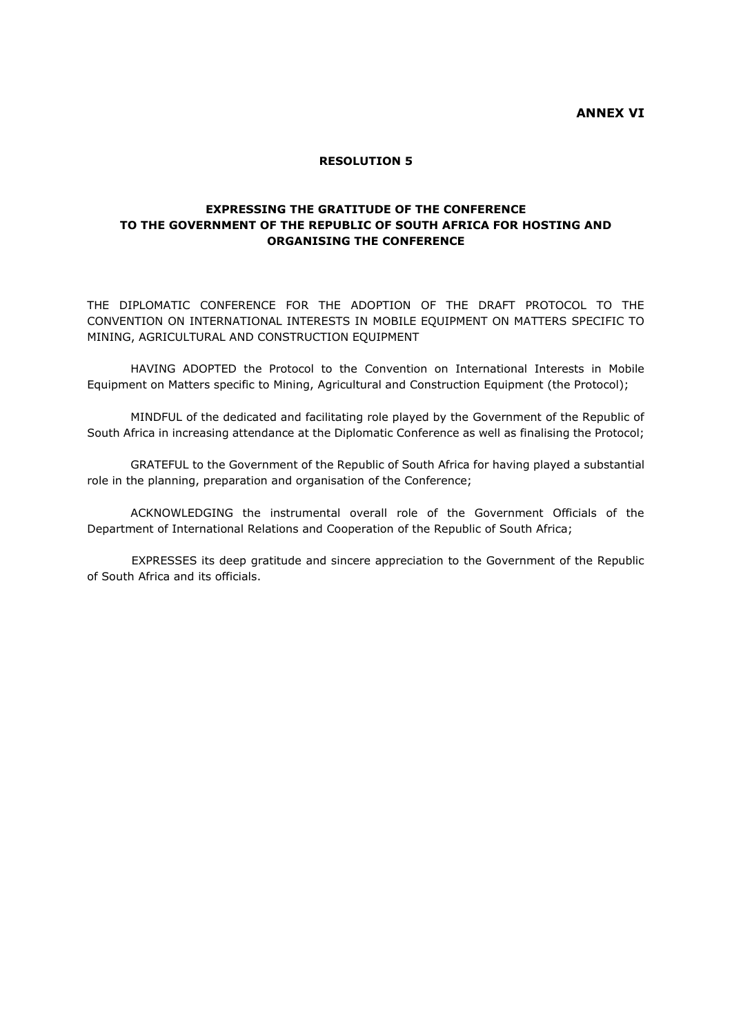**ANNEX VI**

**RESOLUTION 5**

**EXPRESSING THE GRATITUDE OF THE CONFERENCE TO THE GOVERNMENT OF THE REPUBLIC OF SOUTH AFRICA FOR HOSTING AND ORGANISING THE CONFERENCE**

THE DIPLOMATIC CONFERENCE FOR THE ADOPTION OF THE DRAFT PROTOCOL TO THE CONVENTION ON INTERNATIONAL INTERESTS IN MOBILE EQUIPMENT ON MATTERS SPECIFIC TO MINING, AGRICULTURAL AND CONSTRUCTION EQUIPMENT

HAVING ADOPTED the Protocol to the Convention on International Interests in Mobile Equipment on Matters specific to Mining, Agricultural and Construction Equipment (the Protocol);

MINDFUL of the dedicated and facilitating role played by the Government of the Republic of South Africa in increasing attendance at the Diplomatic Conference as well as finalising the Protocol;

GRATEFUL to the Government of the Republic of South Africa for having played a substantial role in the planning, preparation and organisation of the Conference;

ACKNOWLEDGING the instrumental overall role of the Government Officials of the Department of International Relations and Cooperation of the Republic of South Africa;

EXPRESSES its deep gratitude and sincere appreciation to the Government of the Republic of South Africa and its officials.